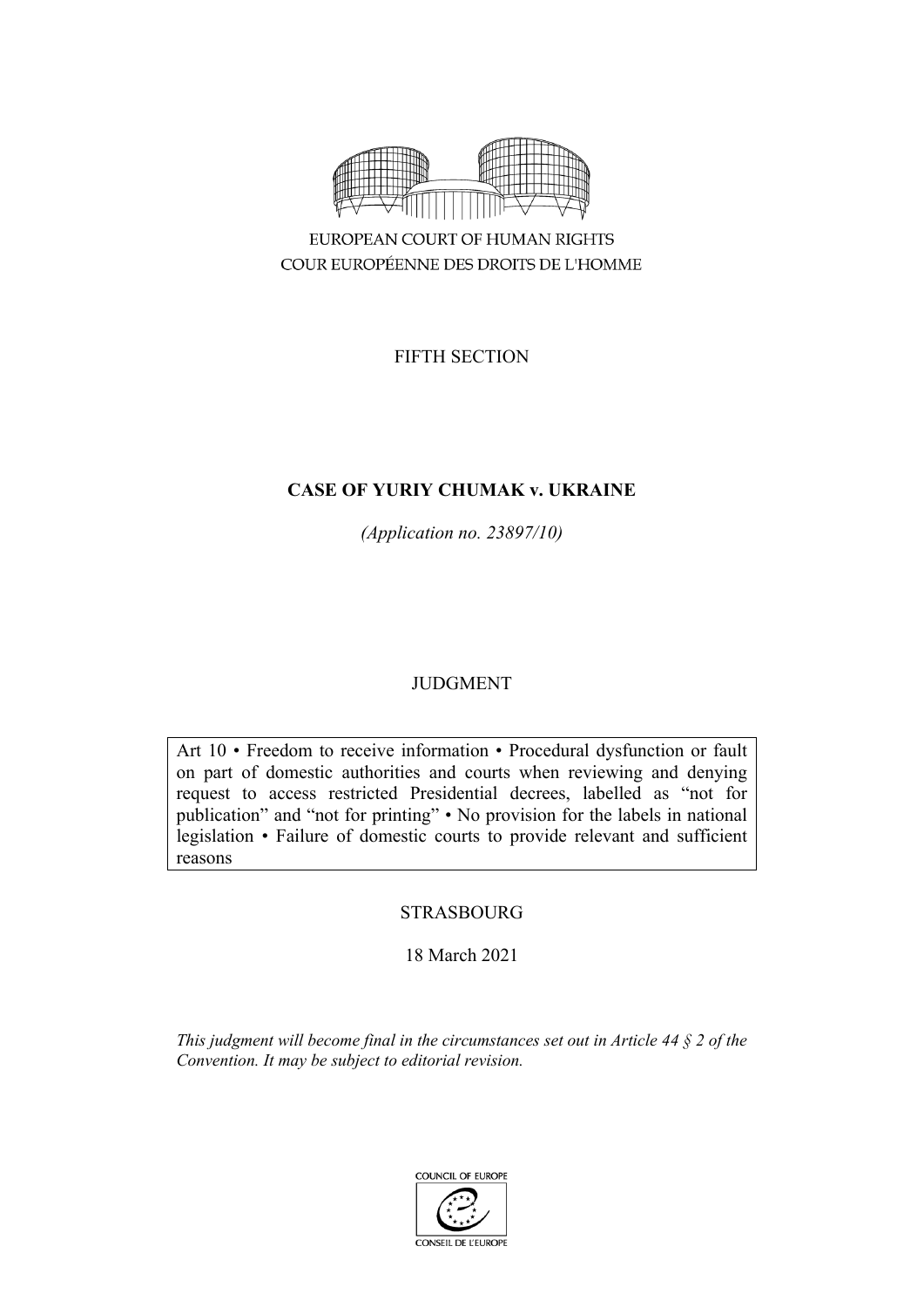EUROPEAN COURT OF HUMAN RIGHTS
COUR EUROPÉENNE DES DROITS DE L'HOMME

FIFTH SECTION

# CASE OF YURIY CHUMAK v. UKRAINE

*(Application no. 23897/10)*

JUDGMENT

Art 10 • Freedom to receive information • Procedural dysfunction or fault on part of domestic authorities and courts when reviewing and denying request to access restricted Presidential decrees, labelled as "not for publication" and "not for printing" • No provision for the labels in national legislation • Failure of domestic courts to provide relevant and sufficient reasons

STRASBOURG

18 March 2021

*This judgment will become final in the circumstances set out in Article 44 § 2 of the Convention. It may be subject to editorial revision.*

COUNCIL OF EUROPE
CONSEIL DE L'EUROPE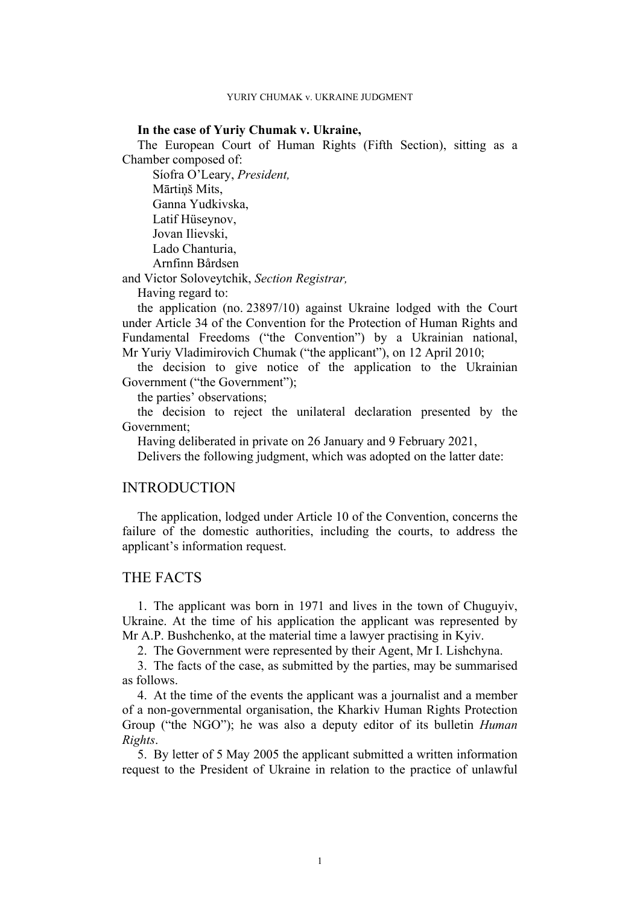**In the case of Yuriy Chumak v. Ukraine,**

The European Court of Human Rights (Fifth Section), sitting as a Chamber composed of:

Síofra O'Leary, *President,*
Mārtiņš Mits,
Ganna Yudkivska,
Latif Hüseynov,
Jovan Ilievski,
Lado Chanturia,
Arnfinn Bårdsen

and Victor Soloveytchik, *Section Registrar,*

Having regard to:

the application (no. 23897/10) against Ukraine lodged with the Court under Article 34 of the Convention for the Protection of Human Rights and Fundamental Freedoms ("the Convention") by a Ukrainian national, Mr Yuriy Vladimirovich Chumak ("the applicant"), on 12 April 2010;

the decision to give notice of the application to the Ukrainian Government ("the Government");

the parties' observations;

the decision to reject the unilateral declaration presented by the Government;

Having deliberated in private on 26 January and 9 February 2021,

Delivers the following judgment, which was adopted on the latter date:

## INTRODUCTION

The application, lodged under Article 10 of the Convention, concerns the failure of the domestic authorities, including the courts, to address the applicant's information request.

## THE FACTS

1. The applicant was born in 1971 and lives in the town of Chuguyiv, Ukraine. At the time of his application the applicant was represented by Mr A.P. Bushchenko, at the material time a lawyer practising in Kyiv.

2. The Government were represented by their Agent, Mr I. Lishchyna.

3. The facts of the case, as submitted by the parties, may be summarised as follows.

4. At the time of the events the applicant was a journalist and a member of a non-governmental organisation, the Kharkiv Human Rights Protection Group ("the NGO"); he was also a deputy editor of its bulletin *Human Rights*.

5. By letter of 5 May 2005 the applicant submitted a written information request to the President of Ukraine in relation to the practice of unlawful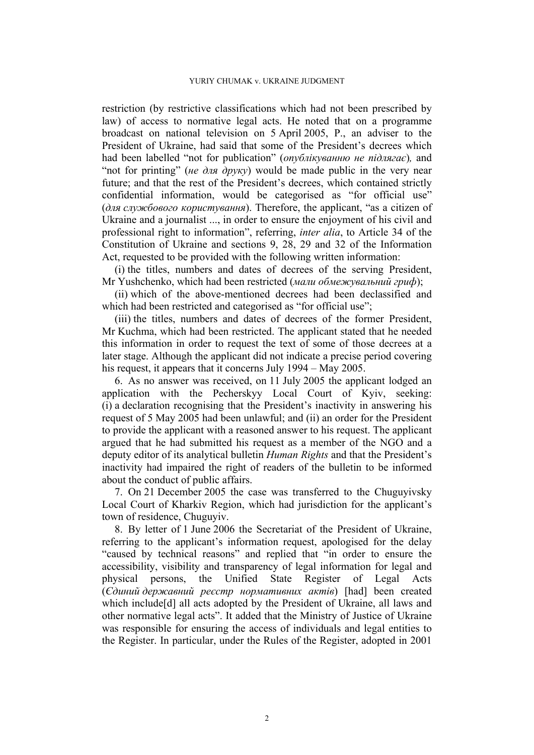restriction (by restrictive classifications which had not been prescribed by law) of access to normative legal acts. He noted that on a programme broadcast on national television on 5 April 2005, P., an adviser to the President of Ukraine, had said that some of the President's decrees which had been labelled "not for publication" (*опублікуванню не підлягає*), and "not for printing" (*не для друку*) would be made public in the very near future; and that the rest of the President's decrees, which contained strictly confidential information, would be categorised as "for official use" (*для службового користування*). Therefore, the applicant, "as a citizen of Ukraine and a journalist ..., in order to ensure the enjoyment of his civil and professional right to information", referring, *inter alia*, to Article 34 of the Constitution of Ukraine and sections 9, 28, 29 and 32 of the Information Act, requested to be provided with the following written information:

(i) the titles, numbers and dates of decrees of the serving President, Mr Yushchenko, which had been restricted (*мали обмежувальний гриф*);

(ii) which of the above-mentioned decrees had been declassified and which had been restricted and categorised as "for official use";

(iii) the titles, numbers and dates of decrees of the former President, Mr Kuchma, which had been restricted. The applicant stated that he needed this information in order to request the text of some of those decrees at a later stage. Although the applicant did not indicate a precise period covering his request, it appears that it concerns July 1994 – May 2005.

6. As no answer was received, on 11 July 2005 the applicant lodged an application with the Pecherskyy Local Court of Kyiv, seeking: (i) a declaration recognising that the President's inactivity in answering his request of 5 May 2005 had been unlawful; and (ii) an order for the President to provide the applicant with a reasoned answer to his request. The applicant argued that he had submitted his request as a member of the NGO and a deputy editor of its analytical bulletin *Human Rights* and that the President's inactivity had impaired the right of readers of the bulletin to be informed about the conduct of public affairs.

7. On 21 December 2005 the case was transferred to the Chuguyivsky Local Court of Kharkiv Region, which had jurisdiction for the applicant's town of residence, Chuguyiv.

8. By letter of 1 June 2006 the Secretariat of the President of Ukraine, referring to the applicant's information request, apologised for the delay "caused by technical reasons" and replied that "in order to ensure the accessibility, visibility and transparency of legal information for legal and physical persons, the Unified State Register of Legal Acts (*Єдиний державний реєстр нормативних актів*) [had] been created which include[d] all acts adopted by the President of Ukraine, all laws and other normative legal acts". It added that the Ministry of Justice of Ukraine was responsible for ensuring the access of individuals and legal entities to the Register. In particular, under the Rules of the Register, adopted in 2001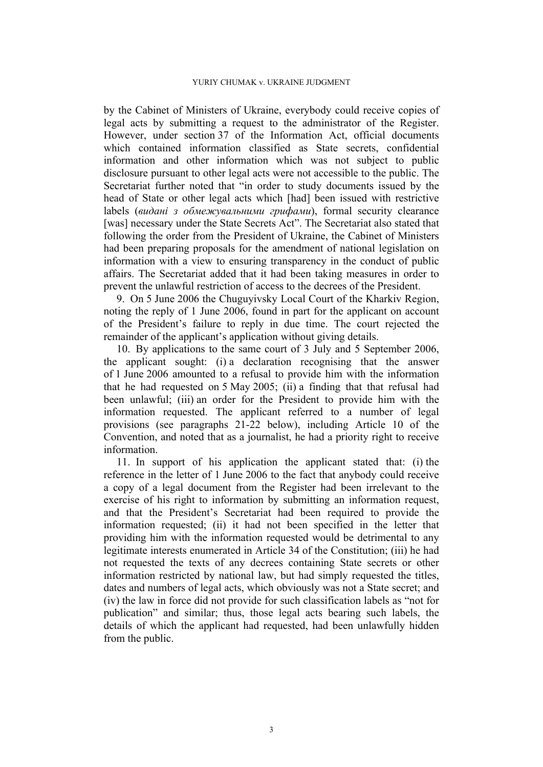by the Cabinet of Ministers of Ukraine, everybody could receive copies of legal acts by submitting a request to the administrator of the Register. However, under section 37 of the Information Act, official documents which contained information classified as State secrets, confidential information and other information which was not subject to public disclosure pursuant to other legal acts were not accessible to the public. The Secretariat further noted that "in order to study documents issued by the head of State or other legal acts which [had] been issued with restrictive labels (*видані з обмежувальними грифами*), formal security clearance [was] necessary under the State Secrets Act". The Secretariat also stated that following the order from the President of Ukraine, the Cabinet of Ministers had been preparing proposals for the amendment of national legislation on information with a view to ensuring transparency in the conduct of public affairs. The Secretariat added that it had been taking measures in order to prevent the unlawful restriction of access to the decrees of the President.

9. On 5 June 2006 the Chuguyivsky Local Court of the Kharkiv Region, noting the reply of 1 June 2006, found in part for the applicant on account of the President's failure to reply in due time. The court rejected the remainder of the applicant's application without giving details.

10. By applications to the same court of 3 July and 5 September 2006, the applicant sought: (i) a declaration recognising that the answer of 1 June 2006 amounted to a refusal to provide him with the information that he had requested on 5 May 2005; (ii) a finding that that refusal had been unlawful; (iii) an order for the President to provide him with the information requested. The applicant referred to a number of legal provisions (see paragraphs 21-22 below), including Article 10 of the Convention, and noted that as a journalist, he had a priority right to receive information.

11. In support of his application the applicant stated that: (i) the reference in the letter of 1 June 2006 to the fact that anybody could receive a copy of a legal document from the Register had been irrelevant to the exercise of his right to information by submitting an information request, and that the President's Secretariat had been required to provide the information requested; (ii) it had not been specified in the letter that providing him with the information requested would be detrimental to any legitimate interests enumerated in Article 34 of the Constitution; (iii) he had not requested the texts of any decrees containing State secrets or other information restricted by national law, but had simply requested the titles, dates and numbers of legal acts, which obviously was not a State secret; and (iv) the law in force did not provide for such classification labels as "not for publication" and similar; thus, those legal acts bearing such labels, the details of which the applicant had requested, had been unlawfully hidden from the public.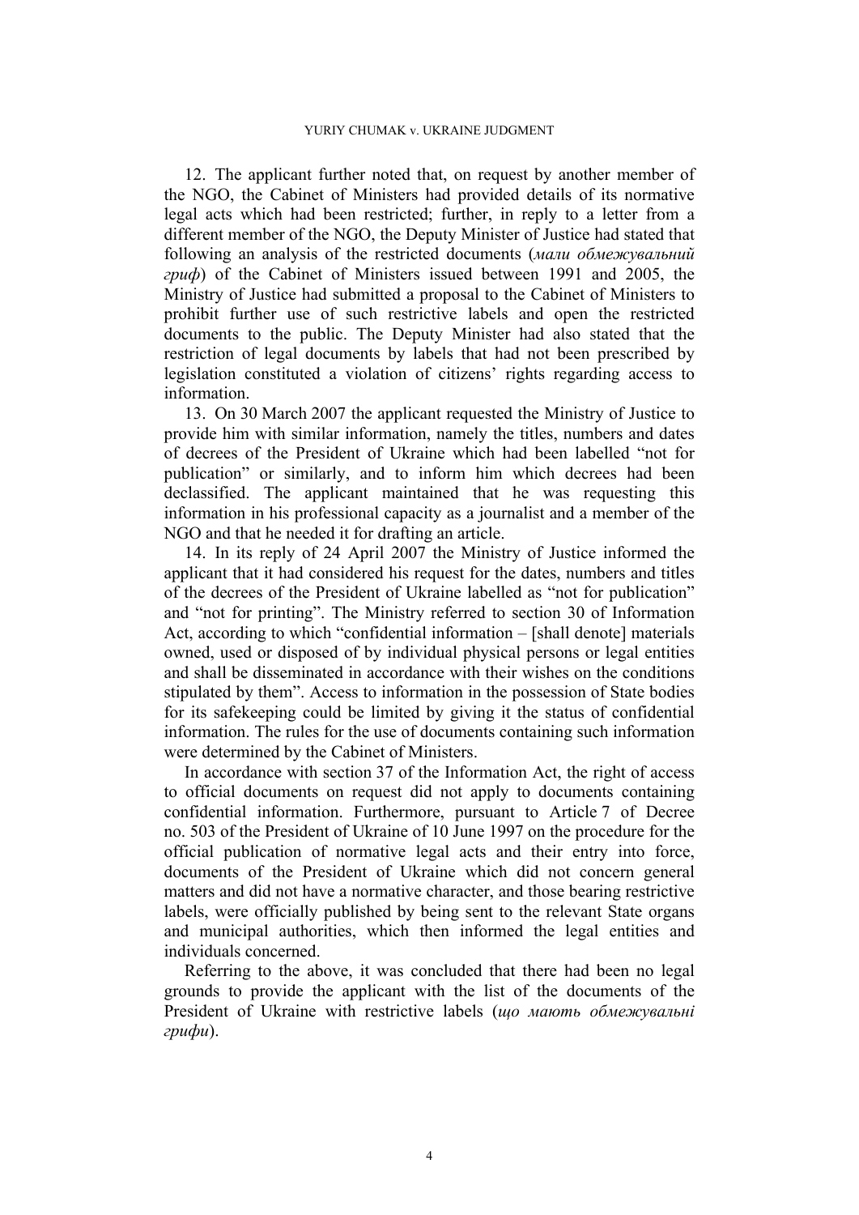12. The applicant further noted that, on request by another member of the NGO, the Cabinet of Ministers had provided details of its normative legal acts which had been restricted; further, in reply to a letter from a different member of the NGO, the Deputy Minister of Justice had stated that following an analysis of the restricted documents (*мали обмежувальний гриф*) of the Cabinet of Ministers issued between 1991 and 2005, the Ministry of Justice had submitted a proposal to the Cabinet of Ministers to prohibit further use of such restrictive labels and open the restricted documents to the public. The Deputy Minister had also stated that the restriction of legal documents by labels that had not been prescribed by legislation constituted a violation of citizens' rights regarding access to information.

13. On 30 March 2007 the applicant requested the Ministry of Justice to provide him with similar information, namely the titles, numbers and dates of decrees of the President of Ukraine which had been labelled "not for publication" or similarly, and to inform him which decrees had been declassified. The applicant maintained that he was requesting this information in his professional capacity as a journalist and a member of the NGO and that he needed it for drafting an article.

14. In its reply of 24 April 2007 the Ministry of Justice informed the applicant that it had considered his request for the dates, numbers and titles of the decrees of the President of Ukraine labelled as "not for publication" and "not for printing". The Ministry referred to section 30 of Information Act, according to which "confidential information – [shall denote] materials owned, used or disposed of by individual physical persons or legal entities and shall be disseminated in accordance with their wishes on the conditions stipulated by them". Access to information in the possession of State bodies for its safekeeping could be limited by giving it the status of confidential information. The rules for the use of documents containing such information were determined by the Cabinet of Ministers.

In accordance with section 37 of the Information Act, the right of access to official documents on request did not apply to documents containing confidential information. Furthermore, pursuant to Article 7 of Decree no. 503 of the President of Ukraine of 10 June 1997 on the procedure for the official publication of normative legal acts and their entry into force, documents of the President of Ukraine which did not concern general matters and did not have a normative character, and those bearing restrictive labels, were officially published by being sent to the relevant State organs and municipal authorities, which then informed the legal entities and individuals concerned.

Referring to the above, it was concluded that there had been no legal grounds to provide the applicant with the list of the documents of the President of Ukraine with restrictive labels (*що мають обмежувальні грифи*).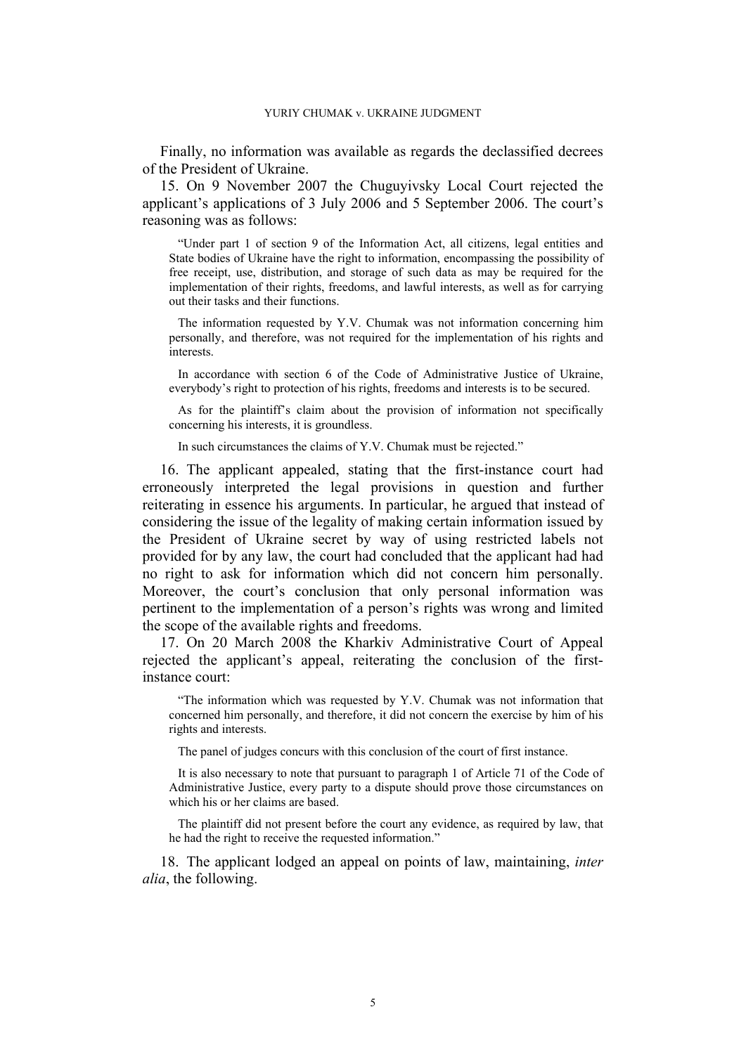Finally, no information was available as regards the declassified decrees of the President of Ukraine.

15. On 9 November 2007 the Chuguyivsky Local Court rejected the applicant's applications of 3 July 2006 and 5 September 2006. The court's reasoning was as follows:

> "Under part 1 of section 9 of the Information Act, all citizens, legal entities and State bodies of Ukraine have the right to information, encompassing the possibility of free receipt, use, distribution, and storage of such data as may be required for the implementation of their rights, freedoms, and lawful interests, as well as for carrying out their tasks and their functions.
>
> The information requested by Y.V. Chumak was not information concerning him personally, and therefore, was not required for the implementation of his rights and interests.
>
> In accordance with section 6 of the Code of Administrative Justice of Ukraine, everybody's right to protection of his rights, freedoms and interests is to be secured.
>
> As for the plaintiff's claim about the provision of information not specifically concerning his interests, it is groundless.
>
> In such circumstances the claims of Y.V. Chumak must be rejected."

16. The applicant appealed, stating that the first-instance court had erroneously interpreted the legal provisions in question and further reiterating in essence his arguments. In particular, he argued that instead of considering the issue of the legality of making certain information issued by the President of Ukraine secret by way of using restricted labels not provided for by any law, the court had concluded that the applicant had had no right to ask for information which did not concern him personally. Moreover, the court's conclusion that only personal information was pertinent to the implementation of a person's rights was wrong and limited the scope of the available rights and freedoms.

17. On 20 March 2008 the Kharkiv Administrative Court of Appeal rejected the applicant's appeal, reiterating the conclusion of the first-instance court:

> "The information which was requested by Y.V. Chumak was not information that concerned him personally, and therefore, it did not concern the exercise by him of his rights and interests.
>
> The panel of judges concurs with this conclusion of the court of first instance.
>
> It is also necessary to note that pursuant to paragraph 1 of Article 71 of the Code of Administrative Justice, every party to a dispute should prove those circumstances on which his or her claims are based.
>
> The plaintiff did not present before the court any evidence, as required by law, that he had the right to receive the requested information."

18. The applicant lodged an appeal on points of law, maintaining, *inter alia*, the following.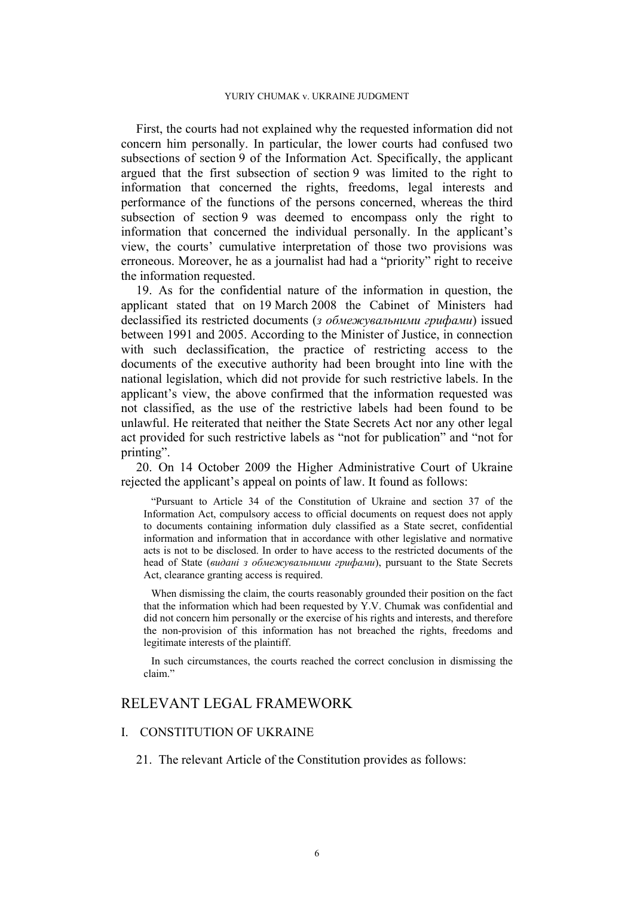First, the courts had not explained why the requested information did not concern him personally. In particular, the lower courts had confused two subsections of section 9 of the Information Act. Specifically, the applicant argued that the first subsection of section 9 was limited to the right to information that concerned the rights, freedoms, legal interests and performance of the functions of the persons concerned, whereas the third subsection of section 9 was deemed to encompass only the right to information that concerned the individual personally. In the applicant's view, the courts' cumulative interpretation of those two provisions was erroneous. Moreover, he as a journalist had had a "priority" right to receive the information requested.

19. As for the confidential nature of the information in question, the applicant stated that on 19 March 2008 the Cabinet of Ministers had declassified its restricted documents (*з обмежувальними грифами*) issued between 1991 and 2005. According to the Minister of Justice, in connection with such declassification, the practice of restricting access to the documents of the executive authority had been brought into line with the national legislation, which did not provide for such restrictive labels. In the applicant's view, the above confirmed that the information requested was not classified, as the use of the restrictive labels had been found to be unlawful. He reiterated that neither the State Secrets Act nor any other legal act provided for such restrictive labels as "not for publication" and "not for printing".

20. On 14 October 2009 the Higher Administrative Court of Ukraine rejected the applicant's appeal on points of law. It found as follows:

> "Pursuant to Article 34 of the Constitution of Ukraine and section 37 of the Information Act, compulsory access to official documents on request does not apply to documents containing information duly classified as a State secret, confidential information and information that in accordance with other legislative and normative acts is not to be disclosed. In order to have access to the restricted documents of the head of State (*видані з обмежувальними грифами*), pursuant to the State Secrets Act, clearance granting access is required.
>
> When dismissing the claim, the courts reasonably grounded their position on the fact that the information which had been requested by Y.V. Chumak was confidential and did not concern him personally or the exercise of his rights and interests, and therefore the non-provision of this information has not breached the rights, freedoms and legitimate interests of the plaintiff.
>
> In such circumstances, the courts reached the correct conclusion in dismissing the claim."

## RELEVANT LEGAL FRAMEWORK

### I. CONSTITUTION OF UKRAINE

21. The relevant Article of the Constitution provides as follows: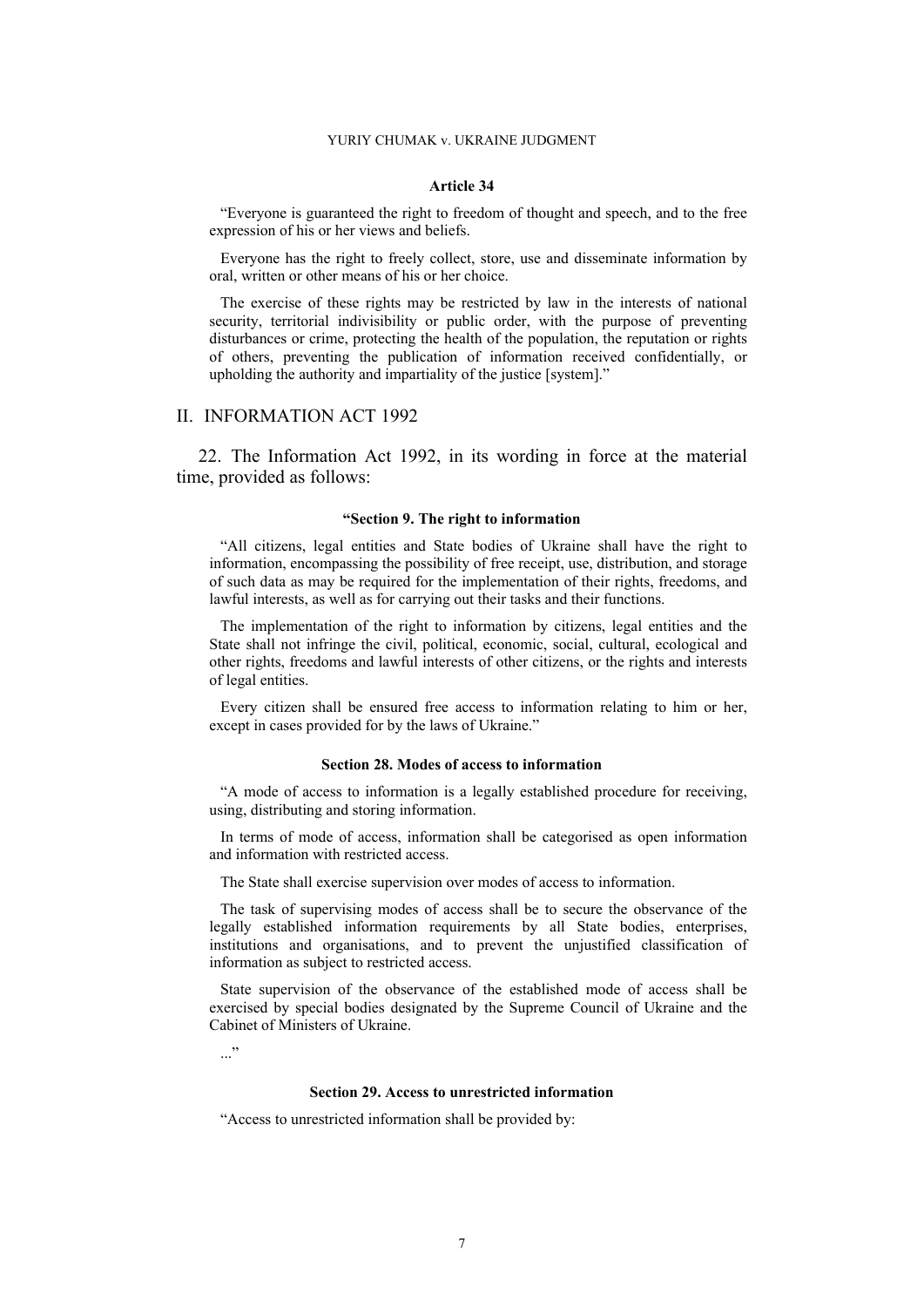#### Article 34

"Everyone is guaranteed the right to freedom of thought and speech, and to the free expression of his or her views and beliefs.

Everyone has the right to freely collect, store, use and disseminate information by oral, written or other means of his or her choice.

The exercise of these rights may be restricted by law in the interests of national security, territorial indivisibility or public order, with the purpose of preventing disturbances or crime, protecting the health of the population, the reputation or rights of others, preventing the publication of information received confidentially, or upholding the authority and impartiality of the justice [system]."

## II. INFORMATION ACT 1992

22. The Information Act 1992, in its wording in force at the material time, provided as follows:

#### "Section 9. The right to information

"All citizens, legal entities and State bodies of Ukraine shall have the right to information, encompassing the possibility of free receipt, use, distribution, and storage of such data as may be required for the implementation of their rights, freedoms, and lawful interests, as well as for carrying out their tasks and their functions.

The implementation of the right to information by citizens, legal entities and the State shall not infringe the civil, political, economic, social, cultural, ecological and other rights, freedoms and lawful interests of other citizens, or the rights and interests of legal entities.

Every citizen shall be ensured free access to information relating to him or her, except in cases provided for by the laws of Ukraine."

#### Section 28. Modes of access to information

"A mode of access to information is a legally established procedure for receiving, using, distributing and storing information.

In terms of mode of access, information shall be categorised as open information and information with restricted access.

The State shall exercise supervision over modes of access to information.

The task of supervising modes of access shall be to secure the observance of the legally established information requirements by all State bodies, enterprises, institutions and organisations, and to prevent the unjustified classification of information as subject to restricted access.

State supervision of the observance of the established mode of access shall be exercised by special bodies designated by the Supreme Council of Ukraine and the Cabinet of Ministers of Ukraine.

..."

#### Section 29. Access to unrestricted information

"Access to unrestricted information shall be provided by: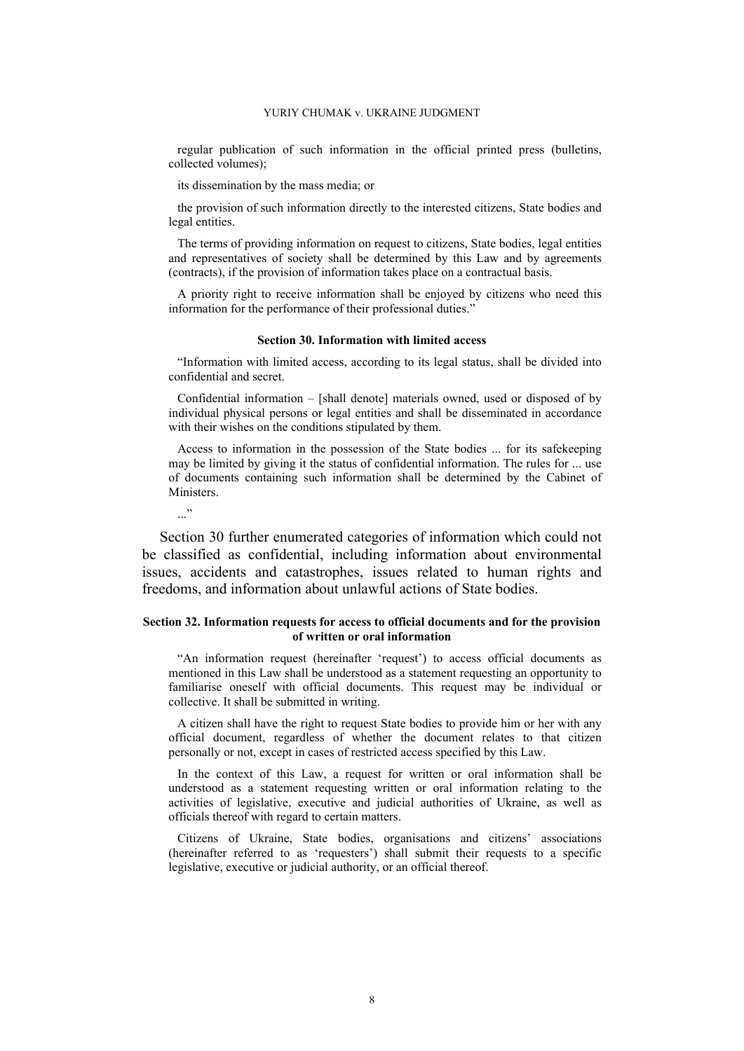regular publication of such information in the official printed press (bulletins, collected volumes);

its dissemination by the mass media; or

the provision of such information directly to the interested citizens, State bodies and legal entities.

The terms of providing information on request to citizens, State bodies, legal entities and representatives of society shall be determined by this Law and by agreements (contracts), if the provision of information takes place on a contractual basis.

A priority right to receive information shall be enjoyed by citizens who need this information for the performance of their professional duties."

#### Section 30. Information with limited access

"Information with limited access, according to its legal status, shall be divided into confidential and secret.

Confidential information – [shall denote] materials owned, used or disposed of by individual physical persons or legal entities and shall be disseminated in accordance with their wishes on the conditions stipulated by them.

Access to information in the possession of the State bodies ... for its safekeeping may be limited by giving it the status of confidential information. The rules for ... use of documents containing such information shall be determined by the Cabinet of Ministers.

..."

Section 30 further enumerated categories of information which could not be classified as confidential, including information about environmental issues, accidents and catastrophes, issues related to human rights and freedoms, and information about unlawful actions of State bodies.

#### Section 32. Information requests for access to official documents and for the provision of written or oral information

"An information request (hereinafter 'request') to access official documents as mentioned in this Law shall be understood as a statement requesting an opportunity to familiarise oneself with official documents. This request may be individual or collective. It shall be submitted in writing.

A citizen shall have the right to request State bodies to provide him or her with any official document, regardless of whether the document relates to that citizen personally or not, except in cases of restricted access specified by this Law.

In the context of this Law, a request for written or oral information shall be understood as a statement requesting written or oral information relating to the activities of legislative, executive and judicial authorities of Ukraine, as well as officials thereof with regard to certain matters.

Citizens of Ukraine, State bodies, organisations and citizens' associations (hereinafter referred to as 'requesters') shall submit their requests to a specific legislative, executive or judicial authority, or an official thereof.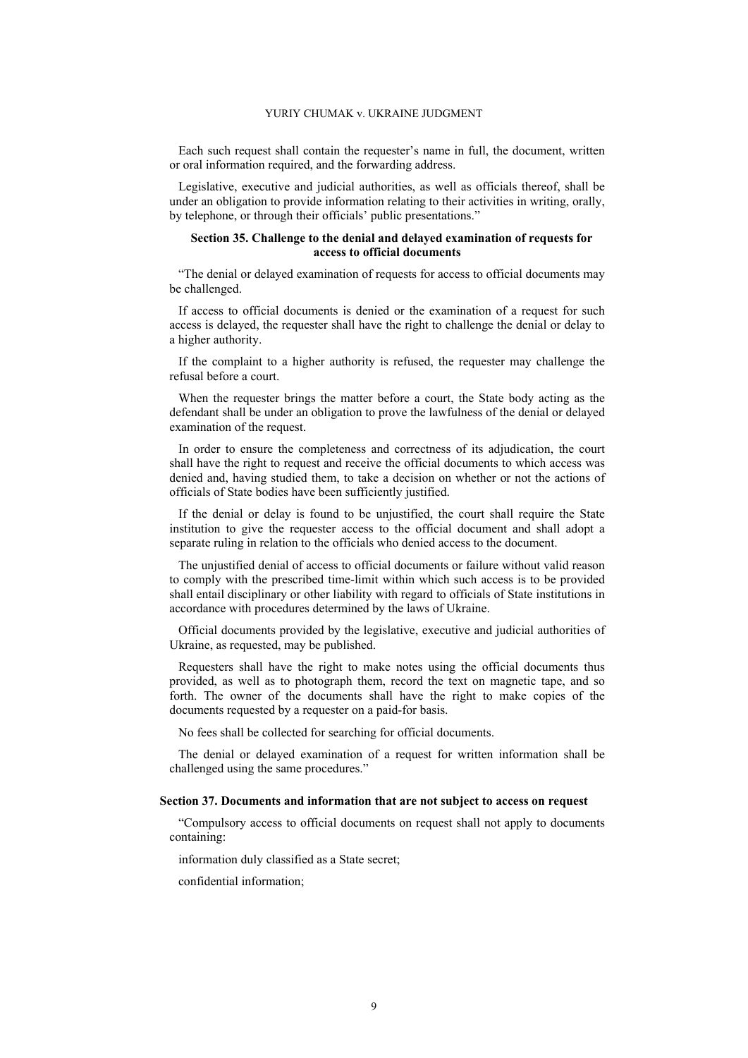Each such request shall contain the requester's name in full, the document, written or oral information required, and the forwarding address.

Legislative, executive and judicial authorities, as well as officials thereof, shall be under an obligation to provide information relating to their activities in writing, orally, by telephone, or through their officials' public presentations."

**Section 35. Challenge to the denial and delayed examination of requests for access to official documents**

"The denial or delayed examination of requests for access to official documents may be challenged.

If access to official documents is denied or the examination of a request for such access is delayed, the requester shall have the right to challenge the denial or delay to a higher authority.

If the complaint to a higher authority is refused, the requester may challenge the refusal before a court.

When the requester brings the matter before a court, the State body acting as the defendant shall be under an obligation to prove the lawfulness of the denial or delayed examination of the request.

In order to ensure the completeness and correctness of its adjudication, the court shall have the right to request and receive the official documents to which access was denied and, having studied them, to take a decision on whether or not the actions of officials of State bodies have been sufficiently justified.

If the denial or delay is found to be unjustified, the court shall require the State institution to give the requester access to the official document and shall adopt a separate ruling in relation to the officials who denied access to the document.

The unjustified denial of access to official documents or failure without valid reason to comply with the prescribed time-limit within which such access is to be provided shall entail disciplinary or other liability with regard to officials of State institutions in accordance with procedures determined by the laws of Ukraine.

Official documents provided by the legislative, executive and judicial authorities of Ukraine, as requested, may be published.

Requesters shall have the right to make notes using the official documents thus provided, as well as to photograph them, record the text on magnetic tape, and so forth. The owner of the documents shall have the right to make copies of the documents requested by a requester on a paid-for basis.

No fees shall be collected for searching for official documents.

The denial or delayed examination of a request for written information shall be challenged using the same procedures."

**Section 37. Documents and information that are not subject to access on request**

"Compulsory access to official documents on request shall not apply to documents containing:

information duly classified as a State secret;

confidential information;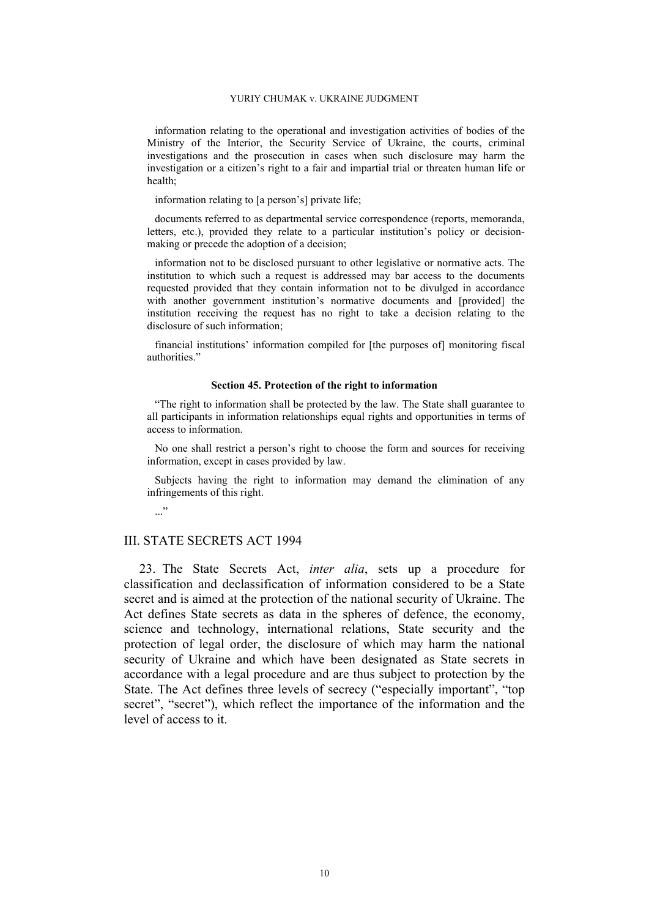information relating to the operational and investigation activities of bodies of the Ministry of the Interior, the Security Service of Ukraine, the courts, criminal investigations and the prosecution in cases when such disclosure may harm the investigation or a citizen's right to a fair and impartial trial or threaten human life or health;

information relating to [a person's] private life;

documents referred to as departmental service correspondence (reports, memoranda, letters, etc.), provided they relate to a particular institution's policy or decision-making or precede the adoption of a decision;

information not to be disclosed pursuant to other legislative or normative acts. The institution to which such a request is addressed may bar access to the documents requested provided that they contain information not to be divulged in accordance with another government institution's normative documents and [provided] the institution receiving the request has no right to take a decision relating to the disclosure of such information;

financial institutions' information compiled for [the purposes of] monitoring fiscal authorities."

**Section 45. Protection of the right to information**

"The right to information shall be protected by the law. The State shall guarantee to all participants in information relationships equal rights and opportunities in terms of access to information.

No one shall restrict a person's right to choose the form and sources for receiving information, except in cases provided by law.

Subjects having the right to information may demand the elimination of any infringements of this right.

..."

## III. STATE SECRETS ACT 1994

23. The State Secrets Act, *inter alia*, sets up a procedure for classification and declassification of information considered to be a State secret and is aimed at the protection of the national security of Ukraine. The Act defines State secrets as data in the spheres of defence, the economy, science and technology, international relations, State security and the protection of legal order, the disclosure of which may harm the national security of Ukraine and which have been designated as State secrets in accordance with a legal procedure and are thus subject to protection by the State. The Act defines three levels of secrecy ("especially important", "top secret", "secret"), which reflect the importance of the information and the level of access to it.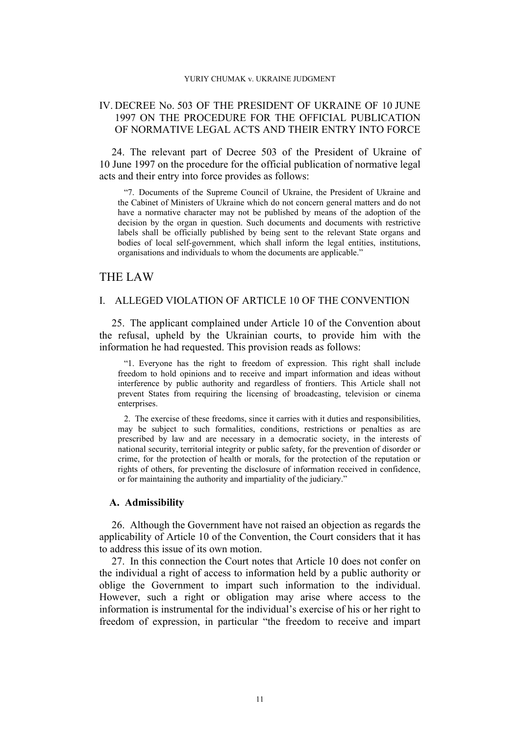## IV. DECREE No. 503 OF THE PRESIDENT OF UKRAINE OF 10 JUNE 1997 ON THE PROCEDURE FOR THE OFFICIAL PUBLICATION OF NORMATIVE LEGAL ACTS AND THEIR ENTRY INTO FORCE

24. The relevant part of Decree 503 of the President of Ukraine of 10 June 1997 on the procedure for the official publication of normative legal acts and their entry into force provides as follows:

> "7. Documents of the Supreme Council of Ukraine, the President of Ukraine and the Cabinet of Ministers of Ukraine which do not concern general matters and do not have a normative character may not be published by means of the adoption of the decision by the organ in question. Such documents and documents with restrictive labels shall be officially published by being sent to the relevant State organs and bodies of local self-government, which shall inform the legal entities, institutions, organisations and individuals to whom the documents are applicable."

# THE LAW

## I. ALLEGED VIOLATION OF ARTICLE 10 OF THE CONVENTION

25. The applicant complained under Article 10 of the Convention about the refusal, upheld by the Ukrainian courts, to provide him with the information he had requested. This provision reads as follows:

> "1. Everyone has the right to freedom of expression. This right shall include freedom to hold opinions and to receive and impart information and ideas without interference by public authority and regardless of frontiers. This Article shall not prevent States from requiring the licensing of broadcasting, television or cinema enterprises.
>
> 2. The exercise of these freedoms, since it carries with it duties and responsibilities, may be subject to such formalities, conditions, restrictions or penalties as are prescribed by law and are necessary in a democratic society, in the interests of national security, territorial integrity or public safety, for the prevention of disorder or crime, for the protection of health or morals, for the protection of the reputation or rights of others, for preventing the disclosure of information received in confidence, or for maintaining the authority and impartiality of the judiciary."

### A. Admissibility

26. Although the Government have not raised an objection as regards the applicability of Article 10 of the Convention, the Court considers that it has to address this issue of its own motion.

27. In this connection the Court notes that Article 10 does not confer on the individual a right of access to information held by a public authority or oblige the Government to impart such information to the individual. However, such a right or obligation may arise where access to the information is instrumental for the individual's exercise of his or her right to freedom of expression, in particular "the freedom to receive and impart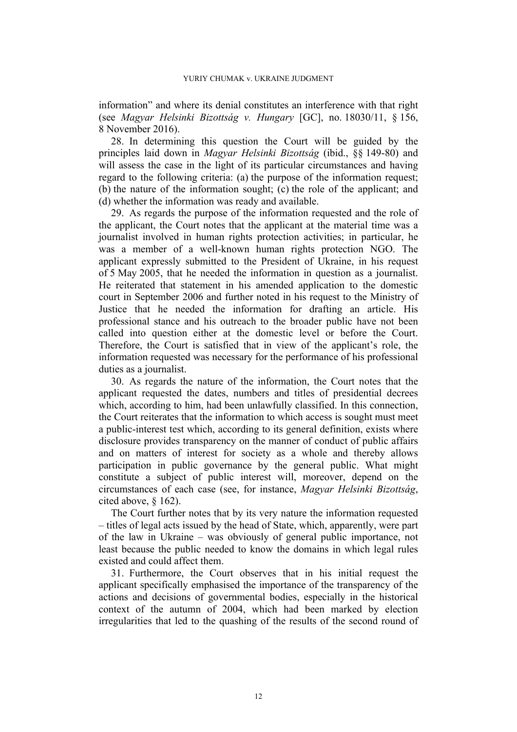information" and where its denial constitutes an interference with that right (see *Magyar Helsinki Bizottság v. Hungary* [GC], no. 18030/11, § 156, 8 November 2016).

28. In determining this question the Court will be guided by the principles laid down in *Magyar Helsinki Bizottság* (ibid., §§ 149-80) and will assess the case in the light of its particular circumstances and having regard to the following criteria: (a) the purpose of the information request; (b) the nature of the information sought; (c) the role of the applicant; and (d) whether the information was ready and available.

29. As regards the purpose of the information requested and the role of the applicant, the Court notes that the applicant at the material time was a journalist involved in human rights protection activities; in particular, he was a member of a well-known human rights protection NGO. The applicant expressly submitted to the President of Ukraine, in his request of 5 May 2005, that he needed the information in question as a journalist. He reiterated that statement in his amended application to the domestic court in September 2006 and further noted in his request to the Ministry of Justice that he needed the information for drafting an article. His professional stance and his outreach to the broader public have not been called into question either at the domestic level or before the Court. Therefore, the Court is satisfied that in view of the applicant's role, the information requested was necessary for the performance of his professional duties as a journalist.

30. As regards the nature of the information, the Court notes that the applicant requested the dates, numbers and titles of presidential decrees which, according to him, had been unlawfully classified. In this connection, the Court reiterates that the information to which access is sought must meet a public-interest test which, according to its general definition, exists where disclosure provides transparency on the manner of conduct of public affairs and on matters of interest for society as a whole and thereby allows participation in public governance by the general public. What might constitute a subject of public interest will, moreover, depend on the circumstances of each case (see, for instance, *Magyar Helsinki Bizottság*, cited above, § 162).

The Court further notes that by its very nature the information requested – titles of legal acts issued by the head of State, which, apparently, were part of the law in Ukraine – was obviously of general public importance, not least because the public needed to know the domains in which legal rules existed and could affect them.

31. Furthermore, the Court observes that in his initial request the applicant specifically emphasised the importance of the transparency of the actions and decisions of governmental bodies, especially in the historical context of the autumn of 2004, which had been marked by election irregularities that led to the quashing of the results of the second round of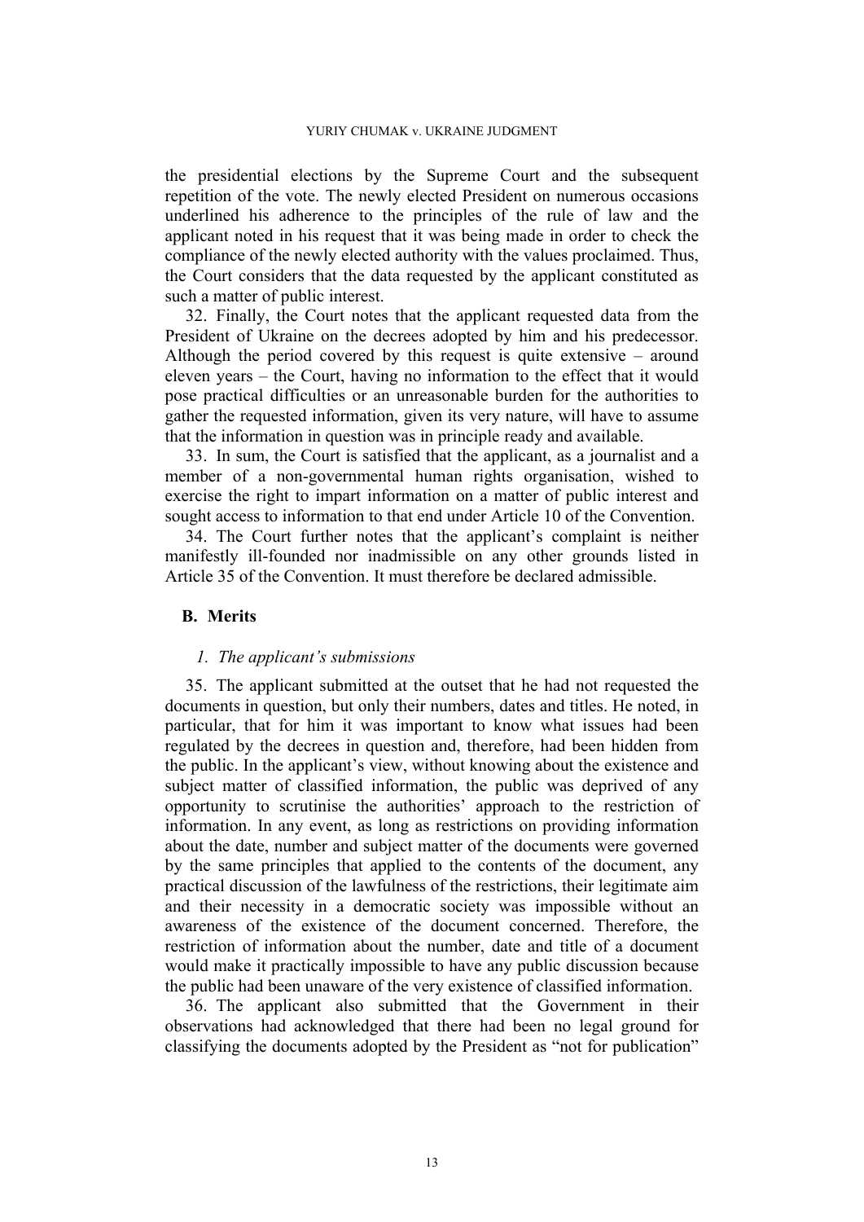the presidential elections by the Supreme Court and the subsequent repetition of the vote. The newly elected President on numerous occasions underlined his adherence to the principles of the rule of law and the applicant noted in his request that it was being made in order to check the compliance of the newly elected authority with the values proclaimed. Thus, the Court considers that the data requested by the applicant constituted as such a matter of public interest.

32. Finally, the Court notes that the applicant requested data from the President of Ukraine on the decrees adopted by him and his predecessor. Although the period covered by this request is quite extensive – around eleven years – the Court, having no information to the effect that it would pose practical difficulties or an unreasonable burden for the authorities to gather the requested information, given its very nature, will have to assume that the information in question was in principle ready and available.

33. In sum, the Court is satisfied that the applicant, as a journalist and a member of a non-governmental human rights organisation, wished to exercise the right to impart information on a matter of public interest and sought access to information to that end under Article 10 of the Convention.

34. The Court further notes that the applicant's complaint is neither manifestly ill-founded nor inadmissible on any other grounds listed in Article 35 of the Convention. It must therefore be declared admissible.

## B. Merits

### *1. The applicant's submissions*

35. The applicant submitted at the outset that he had not requested the documents in question, but only their numbers, dates and titles. He noted, in particular, that for him it was important to know what issues had been regulated by the decrees in question and, therefore, had been hidden from the public. In the applicant's view, without knowing about the existence and subject matter of classified information, the public was deprived of any opportunity to scrutinise the authorities' approach to the restriction of information. In any event, as long as restrictions on providing information about the date, number and subject matter of the documents were governed by the same principles that applied to the contents of the document, any practical discussion of the lawfulness of the restrictions, their legitimate aim and their necessity in a democratic society was impossible without an awareness of the existence of the document concerned. Therefore, the restriction of information about the number, date and title of a document would make it practically impossible to have any public discussion because the public had been unaware of the very existence of classified information.

36. The applicant also submitted that the Government in their observations had acknowledged that there had been no legal ground for classifying the documents adopted by the President as "not for publication"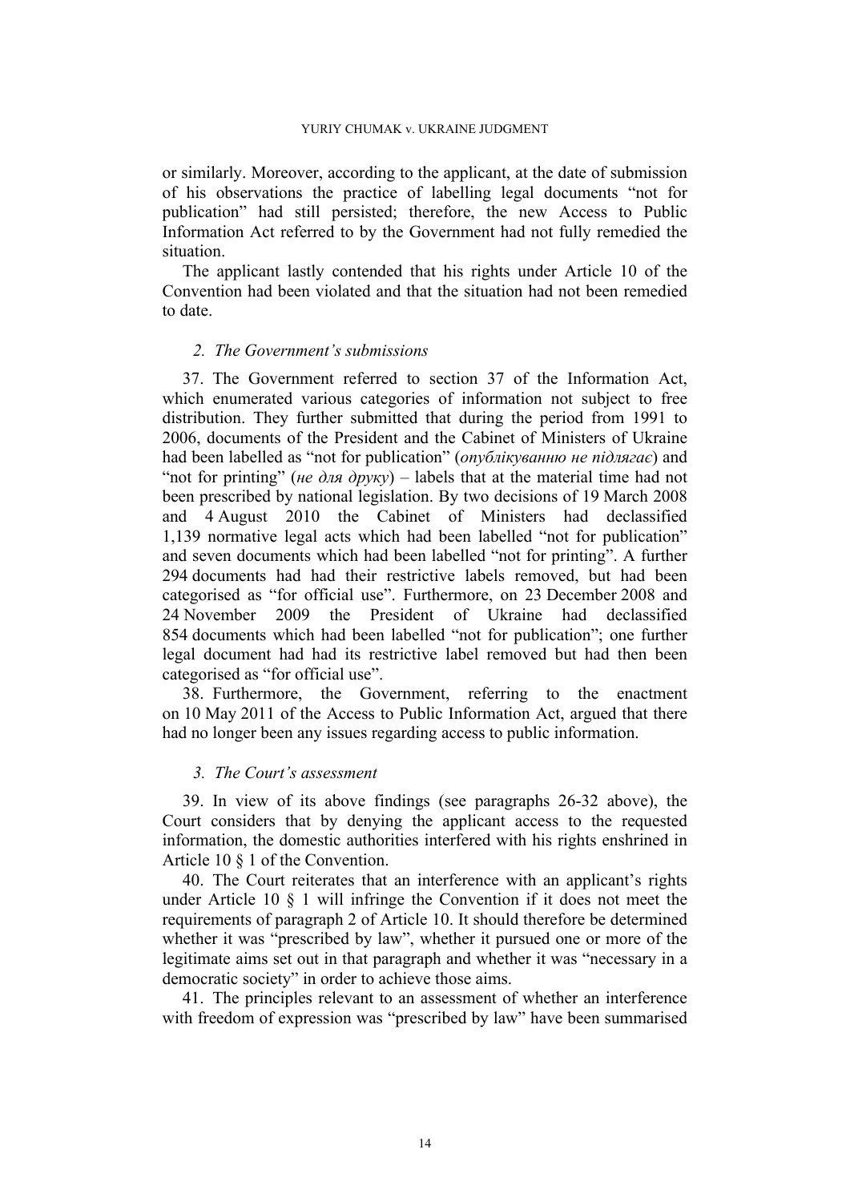or similarly. Moreover, according to the applicant, at the date of submission of his observations the practice of labelling legal documents "not for publication" had still persisted; therefore, the new Access to Public Information Act referred to by the Government had not fully remedied the situation.

The applicant lastly contended that his rights under Article 10 of the Convention had been violated and that the situation had not been remedied to date.

### *2. The Government's submissions*

37. The Government referred to section 37 of the Information Act, which enumerated various categories of information not subject to free distribution. They further submitted that during the period from 1991 to 2006, documents of the President and the Cabinet of Ministers of Ukraine had been labelled as "not for publication" (*опублікуванню не підлягає*) and "not for printing" (*не для друку*) – labels that at the material time had not been prescribed by national legislation. By two decisions of 19 March 2008 and 4 August 2010 the Cabinet of Ministers had declassified 1,139 normative legal acts which had been labelled "not for publication" and seven documents which had been labelled "not for printing". A further 294 documents had had their restrictive labels removed, but had been categorised as "for official use". Furthermore, on 23 December 2008 and 24 November 2009 the President of Ukraine had declassified 854 documents which had been labelled "not for publication"; one further legal document had had its restrictive label removed but had then been categorised as "for official use".

38. Furthermore, the Government, referring to the enactment on 10 May 2011 of the Access to Public Information Act, argued that there had no longer been any issues regarding access to public information.

### *3. The Court's assessment*

39. In view of its above findings (see paragraphs 26-32 above), the Court considers that by denying the applicant access to the requested information, the domestic authorities interfered with his rights enshrined in Article 10 § 1 of the Convention.

40. The Court reiterates that an interference with an applicant's rights under Article 10 § 1 will infringe the Convention if it does not meet the requirements of paragraph 2 of Article 10. It should therefore be determined whether it was "prescribed by law", whether it pursued one or more of the legitimate aims set out in that paragraph and whether it was "necessary in a democratic society" in order to achieve those aims.

41. The principles relevant to an assessment of whether an interference with freedom of expression was "prescribed by law" have been summarised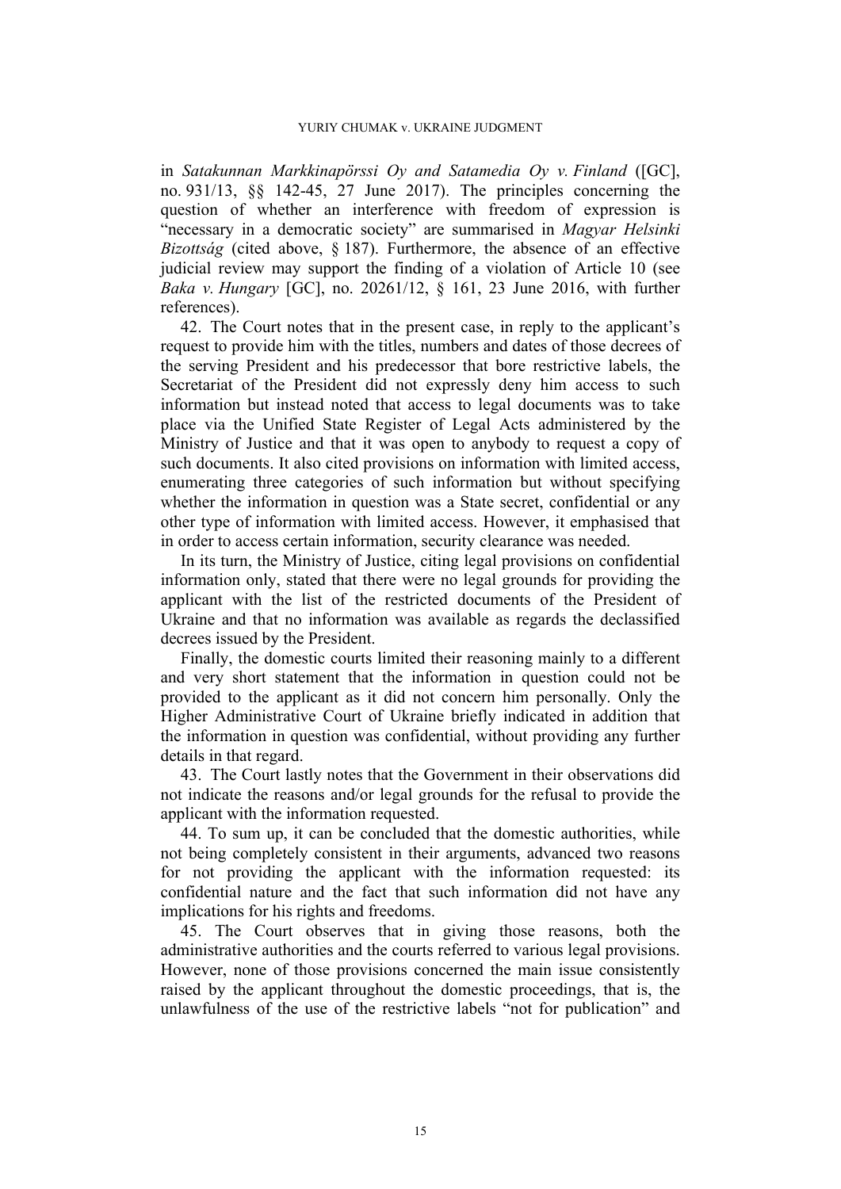in *Satakunnan Markkinapörssi Oy and Satamedia Oy v. Finland* ([GC], no. 931/13, §§ 142-45, 27 June 2017). The principles concerning the question of whether an interference with freedom of expression is "necessary in a democratic society" are summarised in *Magyar Helsinki Bizottság* (cited above, § 187). Furthermore, the absence of an effective judicial review may support the finding of a violation of Article 10 (see *Baka v. Hungary* [GC], no. 20261/12, § 161, 23 June 2016, with further references).

42. The Court notes that in the present case, in reply to the applicant's request to provide him with the titles, numbers and dates of those decrees of the serving President and his predecessor that bore restrictive labels, the Secretariat of the President did not expressly deny him access to such information but instead noted that access to legal documents was to take place via the Unified State Register of Legal Acts administered by the Ministry of Justice and that it was open to anybody to request a copy of such documents. It also cited provisions on information with limited access, enumerating three categories of such information but without specifying whether the information in question was a State secret, confidential or any other type of information with limited access. However, it emphasised that in order to access certain information, security clearance was needed.

In its turn, the Ministry of Justice, citing legal provisions on confidential information only, stated that there were no legal grounds for providing the applicant with the list of the restricted documents of the President of Ukraine and that no information was available as regards the declassified decrees issued by the President.

Finally, the domestic courts limited their reasoning mainly to a different and very short statement that the information in question could not be provided to the applicant as it did not concern him personally. Only the Higher Administrative Court of Ukraine briefly indicated in addition that the information in question was confidential, without providing any further details in that regard.

43. The Court lastly notes that the Government in their observations did not indicate the reasons and/or legal grounds for the refusal to provide the applicant with the information requested.

44. To sum up, it can be concluded that the domestic authorities, while not being completely consistent in their arguments, advanced two reasons for not providing the applicant with the information requested: its confidential nature and the fact that such information did not have any implications for his rights and freedoms.

45. The Court observes that in giving those reasons, both the administrative authorities and the courts referred to various legal provisions. However, none of those provisions concerned the main issue consistently raised by the applicant throughout the domestic proceedings, that is, the unlawfulness of the use of the restrictive labels "not for publication" and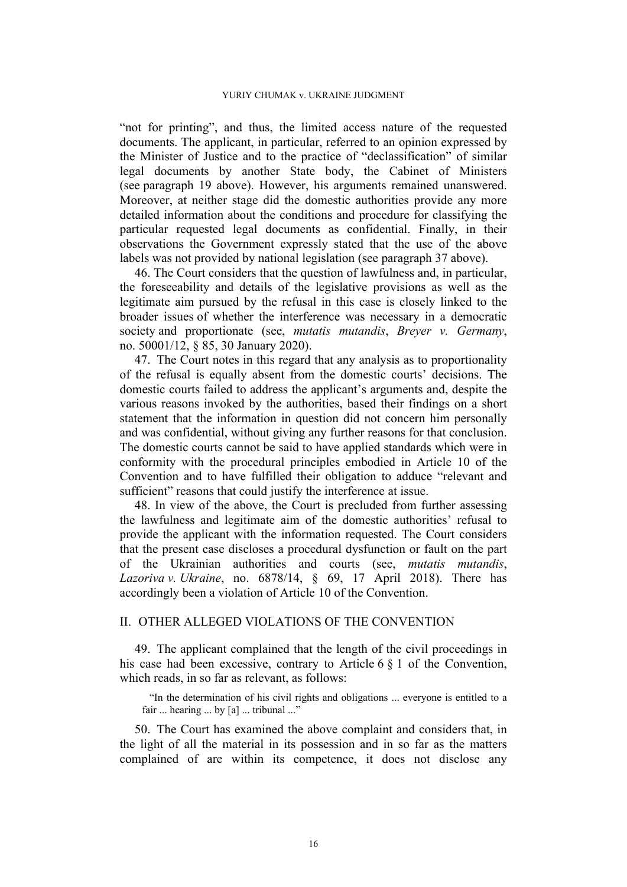"not for printing", and thus, the limited access nature of the requested documents. The applicant, in particular, referred to an opinion expressed by the Minister of Justice and to the practice of "declassification" of similar legal documents by another State body, the Cabinet of Ministers (see paragraph 19 above). However, his arguments remained unanswered. Moreover, at neither stage did the domestic authorities provide any more detailed information about the conditions and procedure for classifying the particular requested legal documents as confidential. Finally, in their observations the Government expressly stated that the use of the above labels was not provided by national legislation (see paragraph 37 above).

46. The Court considers that the question of lawfulness and, in particular, the foreseeability and details of the legislative provisions as well as the legitimate aim pursued by the refusal in this case is closely linked to the broader issues of whether the interference was necessary in a democratic society and proportionate (see, *mutatis mutandis*, *Breyer v. Germany*, no. 50001/12, § 85, 30 January 2020).

47. The Court notes in this regard that any analysis as to proportionality of the refusal is equally absent from the domestic courts' decisions. The domestic courts failed to address the applicant's arguments and, despite the various reasons invoked by the authorities, based their findings on a short statement that the information in question did not concern him personally and was confidential, without giving any further reasons for that conclusion. The domestic courts cannot be said to have applied standards which were in conformity with the procedural principles embodied in Article 10 of the Convention and to have fulfilled their obligation to adduce "relevant and sufficient" reasons that could justify the interference at issue.

48. In view of the above, the Court is precluded from further assessing the lawfulness and legitimate aim of the domestic authorities' refusal to provide the applicant with the information requested. The Court considers that the present case discloses a procedural dysfunction or fault on the part of the Ukrainian authorities and courts (see, *mutatis mutandis*, *Lazoriva v. Ukraine*, no. 6878/14, § 69, 17 April 2018). There has accordingly been a violation of Article 10 of the Convention.

## II. OTHER ALLEGED VIOLATIONS OF THE CONVENTION

49. The applicant complained that the length of the civil proceedings in his case had been excessive, contrary to Article 6 § 1 of the Convention, which reads, in so far as relevant, as follows:

> "In the determination of his civil rights and obligations ... everyone is entitled to a fair ... hearing ... by [a] ... tribunal ..."

50. The Court has examined the above complaint and considers that, in the light of all the material in its possession and in so far as the matters complained of are within its competence, it does not disclose any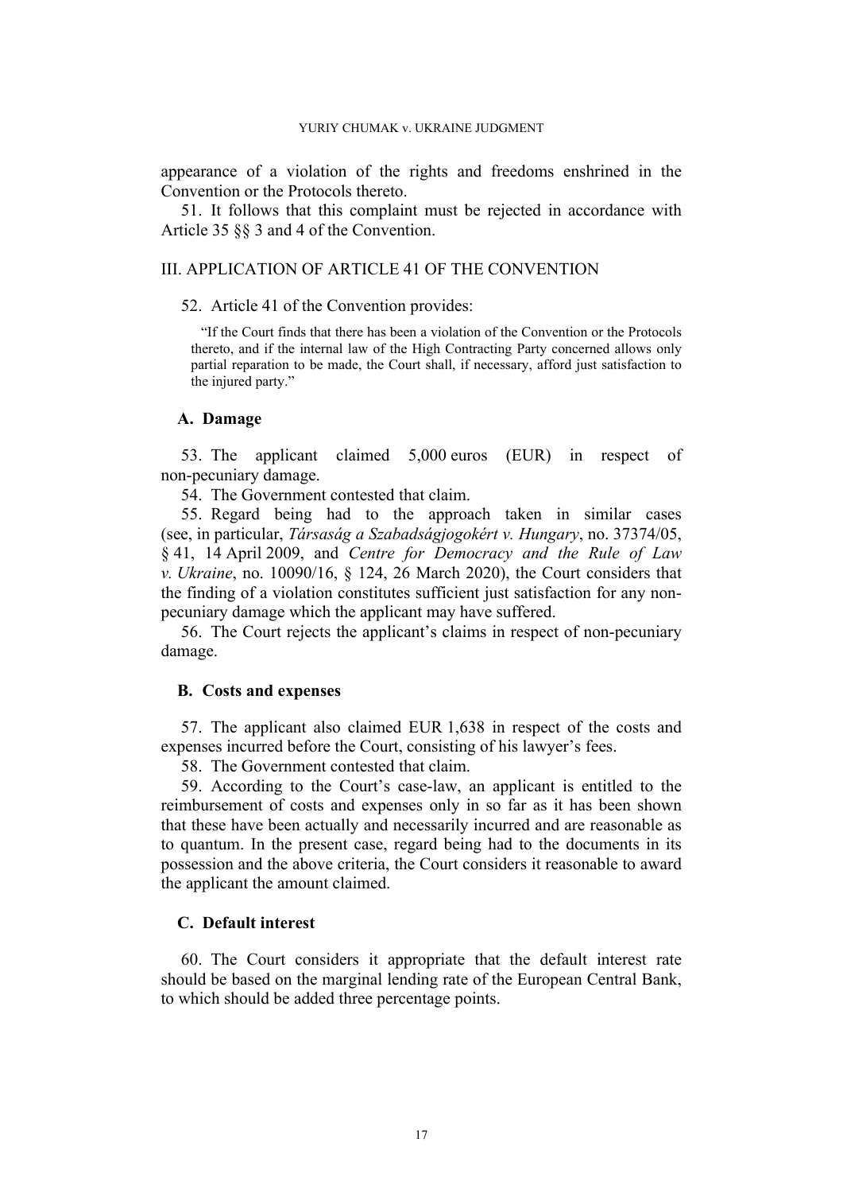appearance of a violation of the rights and freedoms enshrined in the Convention or the Protocols thereto.

51. It follows that this complaint must be rejected in accordance with Article 35 §§ 3 and 4 of the Convention.

## III. APPLICATION OF ARTICLE 41 OF THE CONVENTION

52. Article 41 of the Convention provides:

> "If the Court finds that there has been a violation of the Convention or the Protocols thereto, and if the internal law of the High Contracting Party concerned allows only partial reparation to be made, the Court shall, if necessary, afford just satisfaction to the injured party."

### A. Damage

53. The applicant claimed 5,000 euros (EUR) in respect of non-pecuniary damage.

54. The Government contested that claim.

55. Regard being had to the approach taken in similar cases (see, in particular, *Társaság a Szabadságjogokért v. Hungary*, no. 37374/05, § 41, 14 April 2009, and *Centre for Democracy and the Rule of Law v. Ukraine*, no. 10090/16, § 124, 26 March 2020), the Court considers that the finding of a violation constitutes sufficient just satisfaction for any non-pecuniary damage which the applicant may have suffered.

56. The Court rejects the applicant's claims in respect of non-pecuniary damage.

### B. Costs and expenses

57. The applicant also claimed EUR 1,638 in respect of the costs and expenses incurred before the Court, consisting of his lawyer's fees.

58. The Government contested that claim.

59. According to the Court's case-law, an applicant is entitled to the reimbursement of costs and expenses only in so far as it has been shown that these have been actually and necessarily incurred and are reasonable as to quantum. In the present case, regard being had to the documents in its possession and the above criteria, the Court considers it reasonable to award the applicant the amount claimed.

### C. Default interest

60. The Court considers it appropriate that the default interest rate should be based on the marginal lending rate of the European Central Bank, to which should be added three percentage points.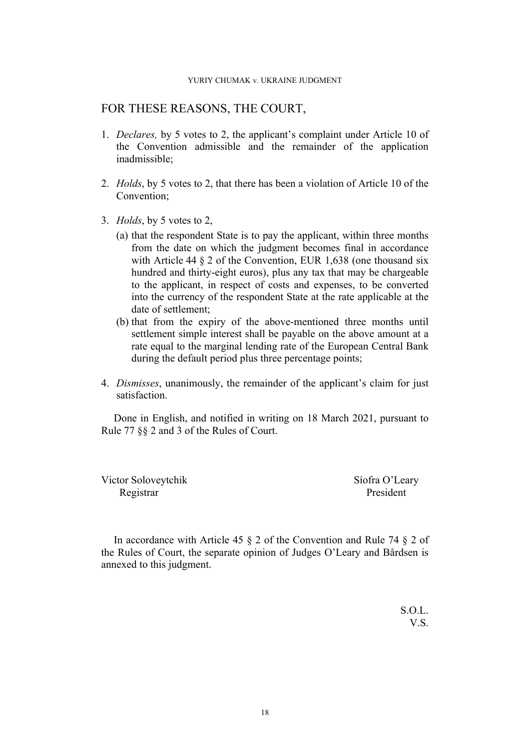## FOR THESE REASONS, THE COURT,

1. *Declares,* by 5 votes to 2, the applicant's complaint under Article 10 of the Convention admissible and the remainder of the application inadmissible;

2. *Holds*, by 5 votes to 2, that there has been a violation of Article 10 of the Convention;

3. *Holds*, by 5 votes to 2,
   (a) that the respondent State is to pay the applicant, within three months from the date on which the judgment becomes final in accordance with Article 44 § 2 of the Convention, EUR 1,638 (one thousand six hundred and thirty-eight euros), plus any tax that may be chargeable to the applicant, in respect of costs and expenses, to be converted into the currency of the respondent State at the rate applicable at the date of settlement;
   (b) that from the expiry of the above-mentioned three months until settlement simple interest shall be payable on the above amount at a rate equal to the marginal lending rate of the European Central Bank during the default period plus three percentage points;

4. *Dismisses*, unanimously, the remainder of the applicant's claim for just satisfaction.

Done in English, and notified in writing on 18 March 2021, pursuant to Rule 77 §§ 2 and 3 of the Rules of Court.

Victor Soloveytchik
Registrar

Síofra O'Leary
President

In accordance with Article 45 § 2 of the Convention and Rule 74 § 2 of the Rules of Court, the separate opinion of Judges O'Leary and Bårdsen is annexed to this judgment.

S.O.L.
V.S.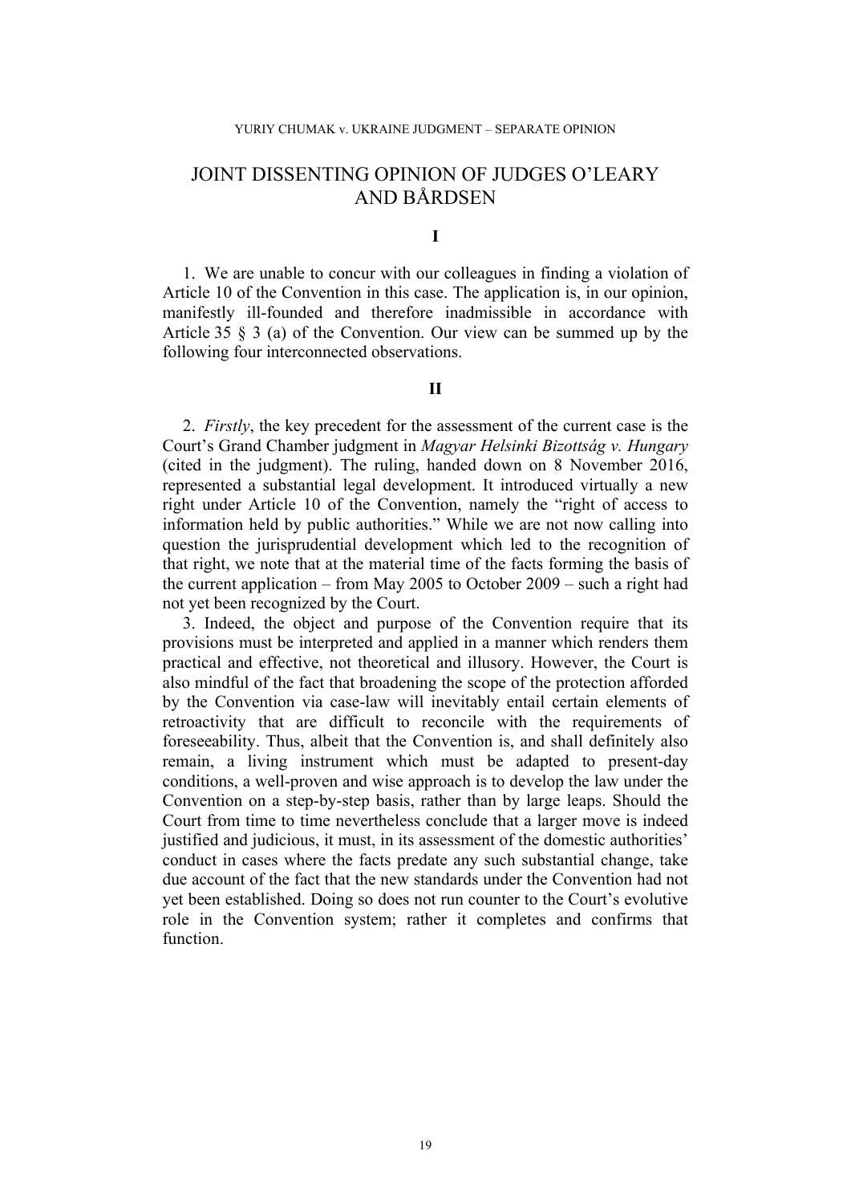# JOINT DISSENTING OPINION OF JUDGES O'LEARY AND BÅRDSEN

## I

1. We are unable to concur with our colleagues in finding a violation of Article 10 of the Convention in this case. The application is, in our opinion, manifestly ill-founded and therefore inadmissible in accordance with Article 35 § 3 (a) of the Convention. Our view can be summed up by the following four interconnected observations.

## II

2. *Firstly*, the key precedent for the assessment of the current case is the Court's Grand Chamber judgment in *Magyar Helsinki Bizottság v. Hungary* (cited in the judgment). The ruling, handed down on 8 November 2016, represented a substantial legal development. It introduced virtually a new right under Article 10 of the Convention, namely the "right of access to information held by public authorities." While we are not now calling into question the jurisprudential development which led to the recognition of that right, we note that at the material time of the facts forming the basis of the current application – from May 2005 to October 2009 – such a right had not yet been recognized by the Court.

3. Indeed, the object and purpose of the Convention require that its provisions must be interpreted and applied in a manner which renders them practical and effective, not theoretical and illusory. However, the Court is also mindful of the fact that broadening the scope of the protection afforded by the Convention via case-law will inevitably entail certain elements of retroactivity that are difficult to reconcile with the requirements of foreseeability. Thus, albeit that the Convention is, and shall definitely also remain, a living instrument which must be adapted to present-day conditions, a well-proven and wise approach is to develop the law under the Convention on a step-by-step basis, rather than by large leaps. Should the Court from time to time nevertheless conclude that a larger move is indeed justified and judicious, it must, in its assessment of the domestic authorities' conduct in cases where the facts predate any such substantial change, take due account of the fact that the new standards under the Convention had not yet been established. Doing so does not run counter to the Court's evolutive role in the Convention system; rather it completes and confirms that function.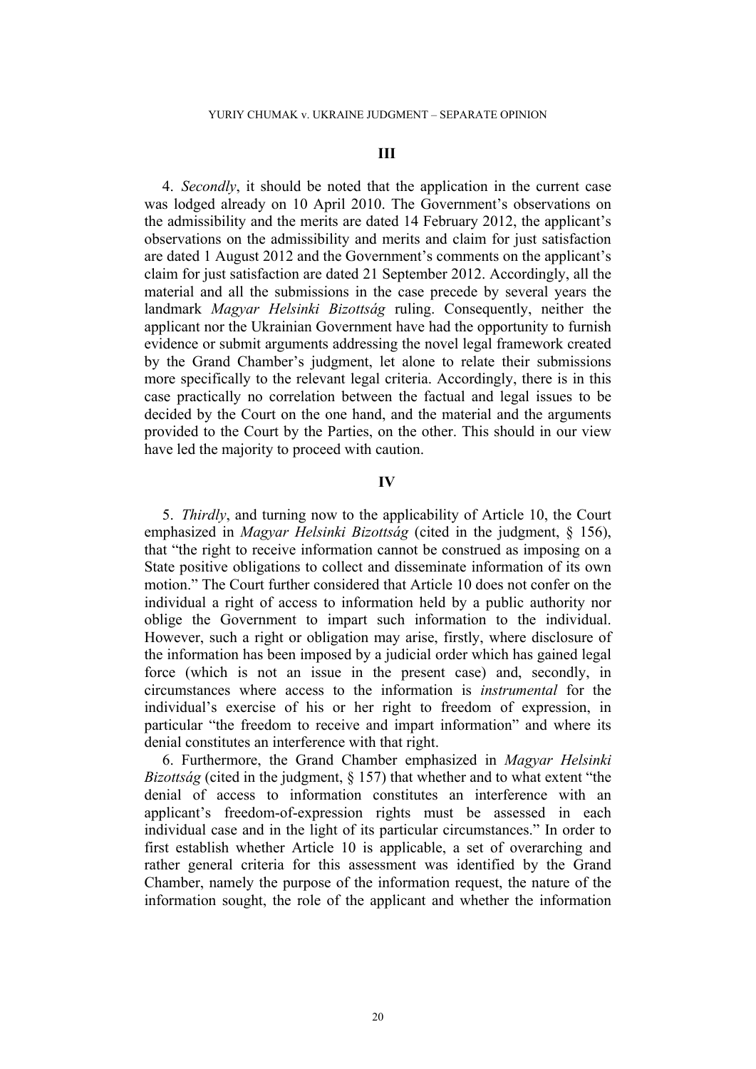### III

4. *Secondly*, it should be noted that the application in the current case was lodged already on 10 April 2010. The Government's observations on the admissibility and the merits are dated 14 February 2012, the applicant's observations on the admissibility and merits and claim for just satisfaction are dated 1 August 2012 and the Government's comments on the applicant's claim for just satisfaction are dated 21 September 2012. Accordingly, all the material and all the submissions in the case precede by several years the landmark *Magyar Helsinki Bizottság* ruling. Consequently, neither the applicant nor the Ukrainian Government have had the opportunity to furnish evidence or submit arguments addressing the novel legal framework created by the Grand Chamber's judgment, let alone to relate their submissions more specifically to the relevant legal criteria. Accordingly, there is in this case practically no correlation between the factual and legal issues to be decided by the Court on the one hand, and the material and the arguments provided to the Court by the Parties, on the other. This should in our view have led the majority to proceed with caution.

### IV

5. *Thirdly*, and turning now to the applicability of Article 10, the Court emphasized in *Magyar Helsinki Bizottság* (cited in the judgment, § 156), that "the right to receive information cannot be construed as imposing on a State positive obligations to collect and disseminate information of its own motion." The Court further considered that Article 10 does not confer on the individual a right of access to information held by a public authority nor oblige the Government to impart such information to the individual. However, such a right or obligation may arise, firstly, where disclosure of the information has been imposed by a judicial order which has gained legal force (which is not an issue in the present case) and, secondly, in circumstances where access to the information is *instrumental* for the individual's exercise of his or her right to freedom of expression, in particular "the freedom to receive and impart information" and where its denial constitutes an interference with that right.

6. Furthermore, the Grand Chamber emphasized in *Magyar Helsinki Bizottság* (cited in the judgment, § 157) that whether and to what extent "the denial of access to information constitutes an interference with an applicant's freedom-of-expression rights must be assessed in each individual case and in the light of its particular circumstances." In order to first establish whether Article 10 is applicable, a set of overarching and rather general criteria for this assessment was identified by the Grand Chamber, namely the purpose of the information request, the nature of the information sought, the role of the applicant and whether the information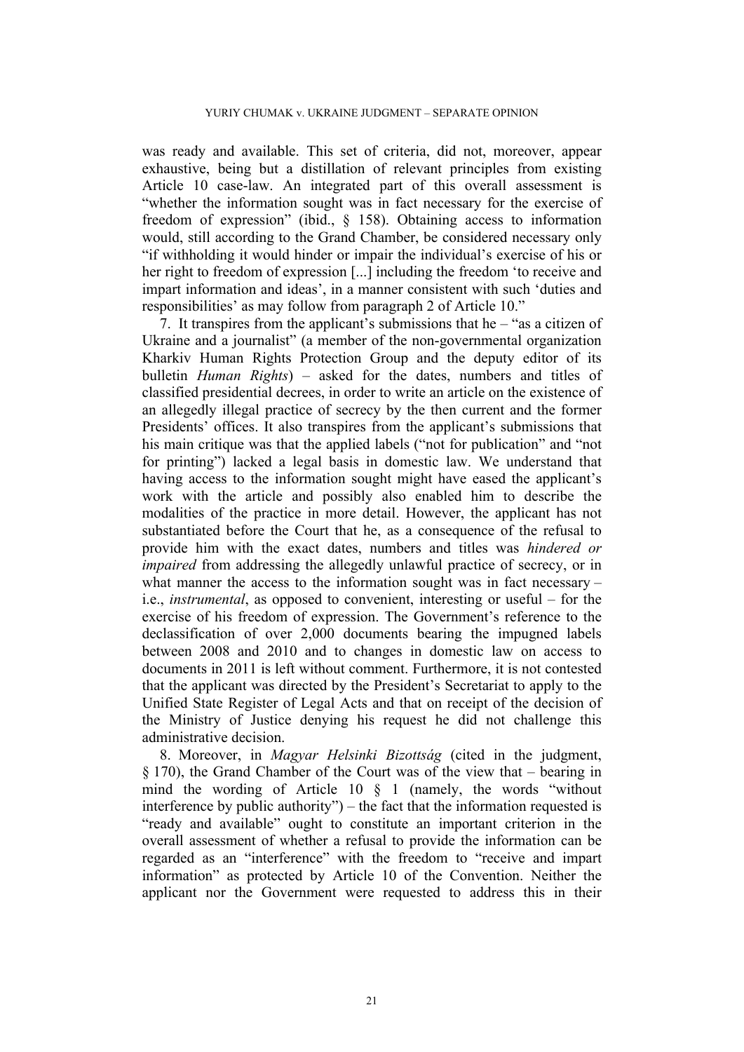was ready and available. This set of criteria, did not, moreover, appear exhaustive, being but a distillation of relevant principles from existing Article 10 case-law. An integrated part of this overall assessment is "whether the information sought was in fact necessary for the exercise of freedom of expression" (ibid., § 158). Obtaining access to information would, still according to the Grand Chamber, be considered necessary only "if withholding it would hinder or impair the individual's exercise of his or her right to freedom of expression [...] including the freedom 'to receive and impart information and ideas', in a manner consistent with such 'duties and responsibilities' as may follow from paragraph 2 of Article 10."

7. It transpires from the applicant's submissions that he – "as a citizen of Ukraine and a journalist" (a member of the non-governmental organization Kharkiv Human Rights Protection Group and the deputy editor of its bulletin *Human Rights*) – asked for the dates, numbers and titles of classified presidential decrees, in order to write an article on the existence of an allegedly illegal practice of secrecy by the then current and the former Presidents' offices. It also transpires from the applicant's submissions that his main critique was that the applied labels ("not for publication" and "not for printing") lacked a legal basis in domestic law. We understand that having access to the information sought might have eased the applicant's work with the article and possibly also enabled him to describe the modalities of the practice in more detail. However, the applicant has not substantiated before the Court that he, as a consequence of the refusal to provide him with the exact dates, numbers and titles was *hindered or impaired* from addressing the allegedly unlawful practice of secrecy, or in what manner the access to the information sought was in fact necessary – i.e., *instrumental*, as opposed to convenient, interesting or useful – for the exercise of his freedom of expression. The Government's reference to the declassification of over 2,000 documents bearing the impugned labels between 2008 and 2010 and to changes in domestic law on access to documents in 2011 is left without comment. Furthermore, it is not contested that the applicant was directed by the President's Secretariat to apply to the Unified State Register of Legal Acts and that on receipt of the decision of the Ministry of Justice denying his request he did not challenge this administrative decision.

8. Moreover, in *Magyar Helsinki Bizottság* (cited in the judgment, § 170), the Grand Chamber of the Court was of the view that – bearing in mind the wording of Article 10 § 1 (namely, the words "without interference by public authority") – the fact that the information requested is "ready and available" ought to constitute an important criterion in the overall assessment of whether a refusal to provide the information can be regarded as an "interference" with the freedom to "receive and impart information" as protected by Article 10 of the Convention. Neither the applicant nor the Government were requested to address this in their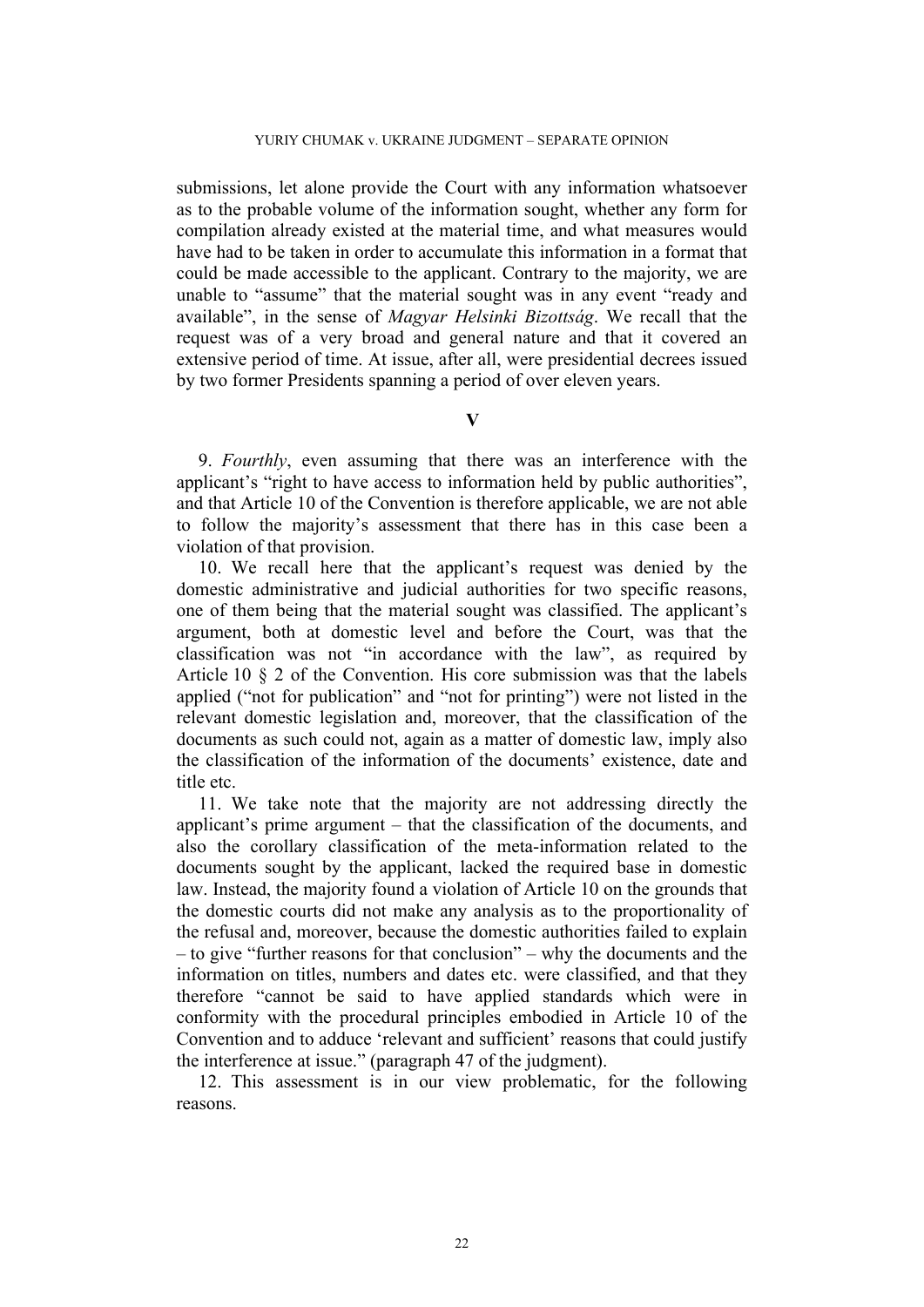submissions, let alone provide the Court with any information whatsoever as to the probable volume of the information sought, whether any form for compilation already existed at the material time, and what measures would have had to be taken in order to accumulate this information in a format that could be made accessible to the applicant. Contrary to the majority, we are unable to "assume" that the material sought was in any event "ready and available", in the sense of *Magyar Helsinki Bizottság*. We recall that the request was of a very broad and general nature and that it covered an extensive period of time. At issue, after all, were presidential decrees issued by two former Presidents spanning a period of over eleven years.

## V

9. *Fourthly*, even assuming that there was an interference with the applicant's "right to have access to information held by public authorities", and that Article 10 of the Convention is therefore applicable, we are not able to follow the majority's assessment that there has in this case been a violation of that provision.

10. We recall here that the applicant's request was denied by the domestic administrative and judicial authorities for two specific reasons, one of them being that the material sought was classified. The applicant's argument, both at domestic level and before the Court, was that the classification was not "in accordance with the law", as required by Article 10 § 2 of the Convention. His core submission was that the labels applied ("not for publication" and "not for printing") were not listed in the relevant domestic legislation and, moreover, that the classification of the documents as such could not, again as a matter of domestic law, imply also the classification of the information of the documents' existence, date and title etc.

11. We take note that the majority are not addressing directly the applicant's prime argument – that the classification of the documents, and also the corollary classification of the meta-information related to the documents sought by the applicant, lacked the required base in domestic law. Instead, the majority found a violation of Article 10 on the grounds that the domestic courts did not make any analysis as to the proportionality of the refusal and, moreover, because the domestic authorities failed to explain – to give "further reasons for that conclusion" – why the documents and the information on titles, numbers and dates etc. were classified, and that they therefore "cannot be said to have applied standards which were in conformity with the procedural principles embodied in Article 10 of the Convention and to adduce 'relevant and sufficient' reasons that could justify the interference at issue." (paragraph 47 of the judgment).

12. This assessment is in our view problematic, for the following reasons.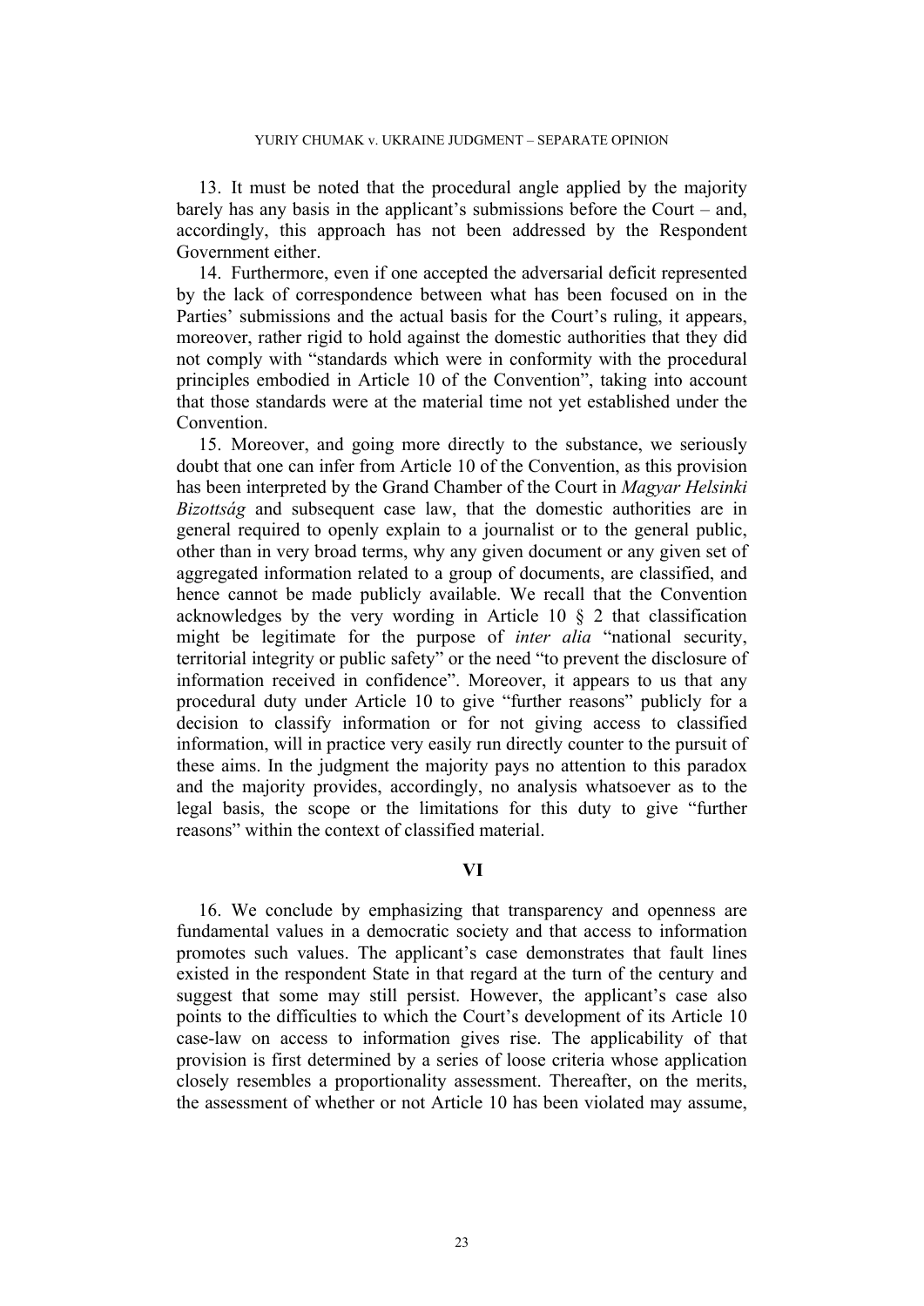13. It must be noted that the procedural angle applied by the majority barely has any basis in the applicant's submissions before the Court – and, accordingly, this approach has not been addressed by the Respondent Government either.

14. Furthermore, even if one accepted the adversarial deficit represented by the lack of correspondence between what has been focused on in the Parties' submissions and the actual basis for the Court's ruling, it appears, moreover, rather rigid to hold against the domestic authorities that they did not comply with "standards which were in conformity with the procedural principles embodied in Article 10 of the Convention", taking into account that those standards were at the material time not yet established under the Convention.

15. Moreover, and going more directly to the substance, we seriously doubt that one can infer from Article 10 of the Convention, as this provision has been interpreted by the Grand Chamber of the Court in *Magyar Helsinki Bizottság* and subsequent case law, that the domestic authorities are in general required to openly explain to a journalist or to the general public, other than in very broad terms, why any given document or any given set of aggregated information related to a group of documents, are classified, and hence cannot be made publicly available. We recall that the Convention acknowledges by the very wording in Article 10 § 2 that classification might be legitimate for the purpose of *inter alia* "national security, territorial integrity or public safety" or the need "to prevent the disclosure of information received in confidence". Moreover, it appears to us that any procedural duty under Article 10 to give "further reasons" publicly for a decision to classify information or for not giving access to classified information, will in practice very easily run directly counter to the pursuit of these aims. In the judgment the majority pays no attention to this paradox and the majority provides, accordingly, no analysis whatsoever as to the legal basis, the scope or the limitations for this duty to give "further reasons" within the context of classified material.

## VI

16. We conclude by emphasizing that transparency and openness are fundamental values in a democratic society and that access to information promotes such values. The applicant's case demonstrates that fault lines existed in the respondent State in that regard at the turn of the century and suggest that some may still persist. However, the applicant's case also points to the difficulties to which the Court's development of its Article 10 case-law on access to information gives rise. The applicability of that provision is first determined by a series of loose criteria whose application closely resembles a proportionality assessment. Thereafter, on the merits, the assessment of whether or not Article 10 has been violated may assume,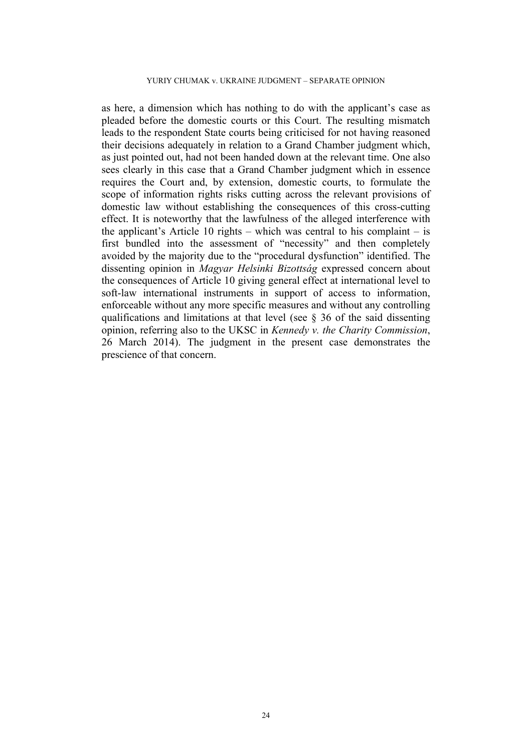as here, a dimension which has nothing to do with the applicant's case as pleaded before the domestic courts or this Court. The resulting mismatch leads to the respondent State courts being criticised for not having reasoned their decisions adequately in relation to a Grand Chamber judgment which, as just pointed out, had not been handed down at the relevant time. One also sees clearly in this case that a Grand Chamber judgment which in essence requires the Court and, by extension, domestic courts, to formulate the scope of information rights risks cutting across the relevant provisions of domestic law without establishing the consequences of this cross-cutting effect. It is noteworthy that the lawfulness of the alleged interference with the applicant's Article 10 rights – which was central to his complaint – is first bundled into the assessment of "necessity" and then completely avoided by the majority due to the "procedural dysfunction" identified. The dissenting opinion in *Magyar Helsinki Bizottság* expressed concern about the consequences of Article 10 giving general effect at international level to soft-law international instruments in support of access to information, enforceable without any more specific measures and without any controlling qualifications and limitations at that level (see § 36 of the said dissenting opinion, referring also to the UKSC in *Kennedy v. the Charity Commission*, 26 March 2014). The judgment in the present case demonstrates the prescience of that concern.